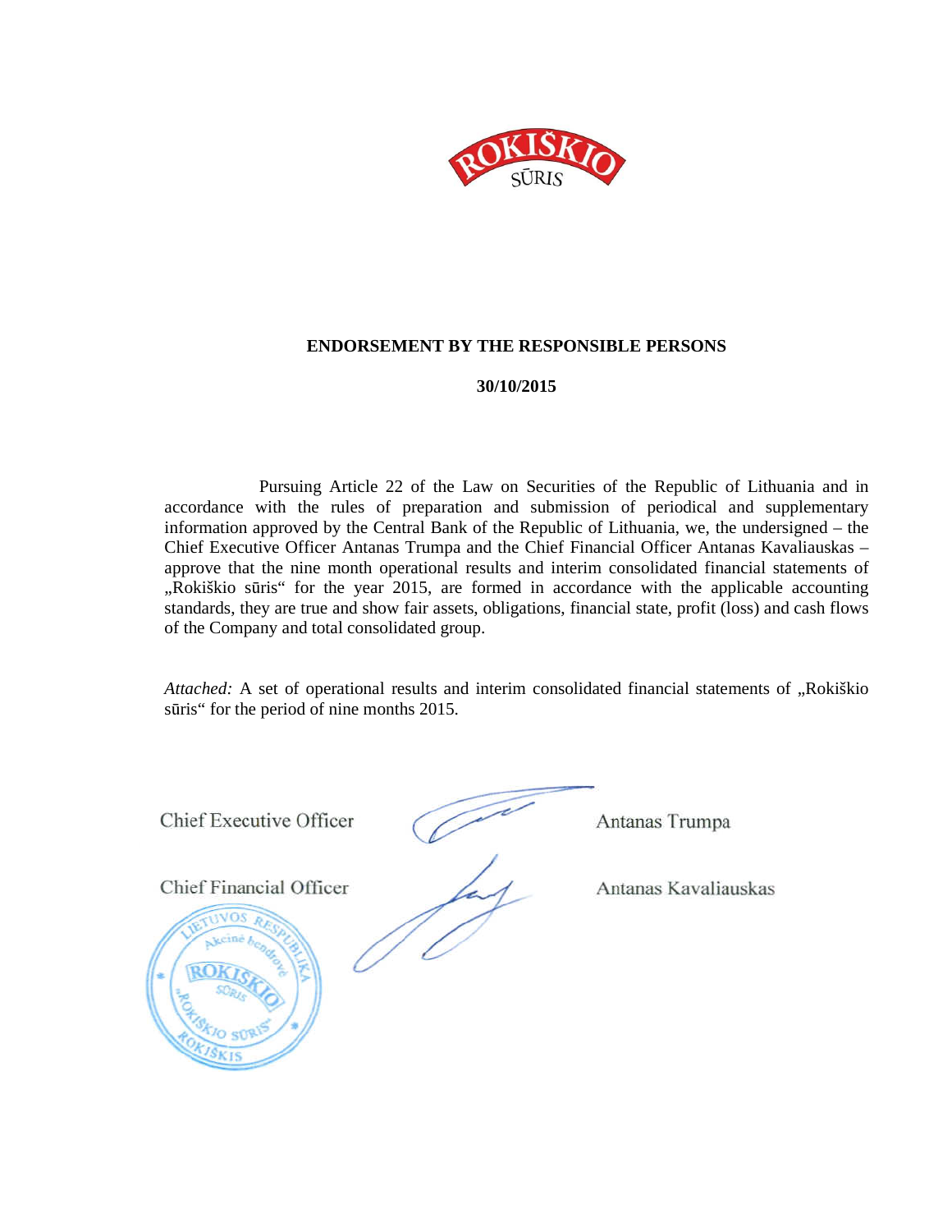# ENDORSEMENT BY THE RESPONSIBLE PERSONS

**30/10/2015**

Pursuing Article 22 of the Law on Securities of the Republic of Lithuania and in accordance with the rules of preparation and submission of periodical and supplementary information approved by the Central Bank of the Republic of Lithuania, we, the undersigned – the Chief Executive Officer Antanas Trumpa and the Chief Financial Officer Antanas Kavaliauskas – approve that the nine month operational results and interim consolidated financial statements of „Rokiškio sūris" for the year 2015, are formed in accordance with the applicable accounting standards, they are true and show fair assets, obligations, financial state, profit (loss) and cash flows of the Company and total consolidated group.

*Attached:* A set of operational results and interim consolidated financial statements of „Rokiškio sūris" for the period of nine months 2015.

Chief Executive Officer Antanas Trumpa

Chief Financial Officer Antanas Kavaliauskas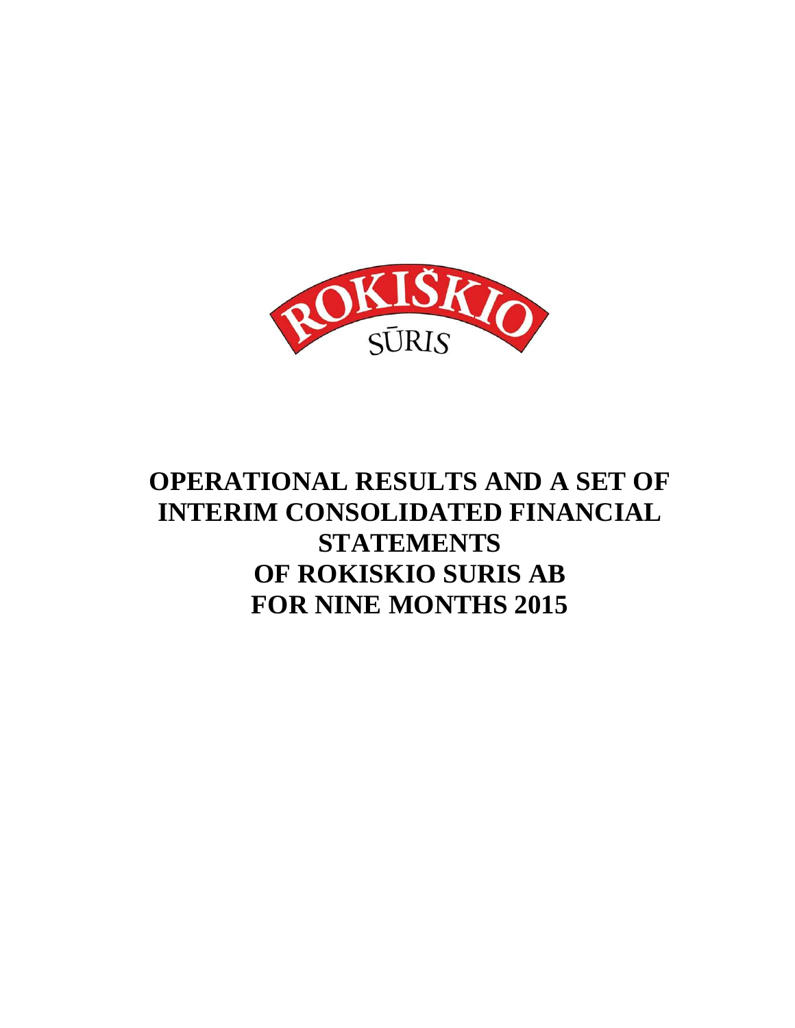ROKIŠKIO SŪRIS

# OPERATIONAL RESULTS AND A SET OF INTERIM CONSOLIDATED FINANCIAL STATEMENTS OF ROKISKIO SURIS AB FOR NINE MONTHS 2015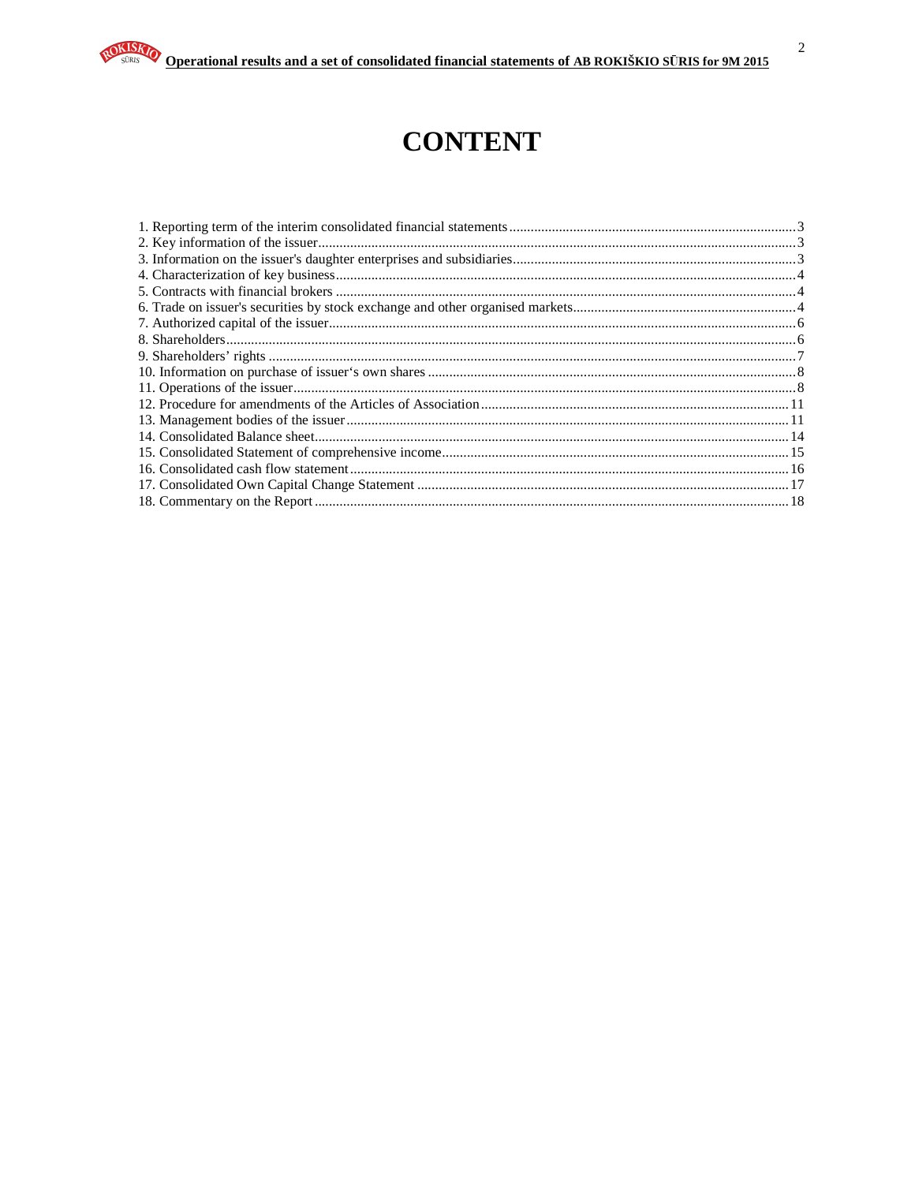# CONTENT

1. Reporting term of the interim consolidated financial statements ..... 3
2. Key information of the issuer ..... 3
3. Information on the issuer's daughter enterprises and subsidiaries ..... 3
4. Characterization of key business ..... 4
5. Contracts with financial brokers ..... 4
6. Trade on issuer's securities by stock exchange and other organised markets ..... 4
7. Authorized capital of the issuer ..... 6
8. Shareholders ..... 6
9. Shareholders' rights ..... 7
10. Information on purchase of issuer's own shares ..... 8
11. Operations of the issuer ..... 8
12. Procedure for amendments of the Articles of Association ..... 11
13. Management bodies of the issuer ..... 11
14. Consolidated Balance sheet ..... 14
15. Consolidated Statement of comprehensive income ..... 15
16. Consolidated cash flow statement ..... 16
17. Consolidated Own Capital Change Statement ..... 17
18. Commentary on the Report ..... 18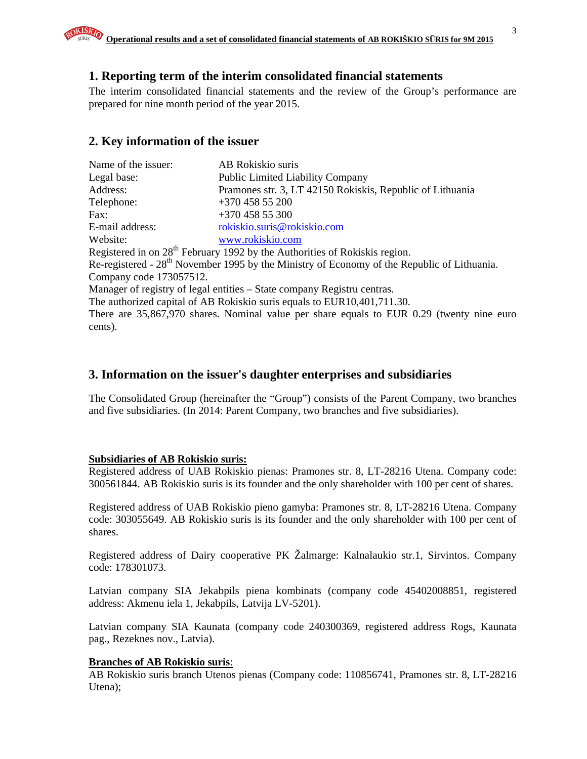## 1. Reporting term of the interim consolidated financial statements

The interim consolidated financial statements and the review of the Group's performance are prepared for nine month period of the year 2015.

## 2. Key information of the issuer

Name of the issuer: AB Rokiskio suris
Legal base: Public Limited Liability Company
Address: Pramones str. 3, LT 42150 Rokiskis, Republic of Lithuania
Telephone: +370 458 55 200
Fax: +370 458 55 300
E-mail address: rokiskio.suris@rokiskio.com
Website: www.rokiskio.com
Registered in on 28th February 1992 by the Authorities of Rokiskis region.
Re-registered - 28th November 1995 by the Ministry of Economy of the Republic of Lithuania.
Company code 173057512.
Manager of registry of legal entities – State company Registru centras.
The authorized capital of AB Rokiskio suris equals to EUR10,401,711.30.
There are 35,867,970 shares. Nominal value per share equals to EUR 0.29 (twenty nine euro cents).

## 3. Information on the issuer's daughter enterprises and subsidiaries

The Consolidated Group (hereinafter the "Group") consists of the Parent Company, two branches and five subsidiaries. (In 2014: Parent Company, two branches and five subsidiaries).

**Subsidiaries of AB Rokiskio suris:**

Registered address of UAB Rokiskio pienas: Pramones str. 8, LT-28216 Utena. Company code: 300561844. AB Rokiskio suris is its founder and the only shareholder with 100 per cent of shares.

Registered address of UAB Rokiskio pieno gamyba: Pramones str. 8, LT-28216 Utena. Company code: 303055649. AB Rokiskio suris is its founder and the only shareholder with 100 per cent of shares.

Registered address of Dairy cooperative PK Žalmarge: Kalnalaukio str.1, Sirvintos. Company code: 178301073.

Latvian company SIA Jekabpils piena kombinats (company code 45402008851, registered address: Akmenu iela 1, Jekabpils, Latvija LV-5201).

Latvian company SIA Kaunata (company code 240300369, registered address Rogs, Kaunata pag., Rezeknes nov., Latvia).

**Branches of AB Rokiskio suris**:

AB Rokiskio suris branch Utenos pienas (Company code: 110856741, Pramones str. 8, LT-28216 Utena);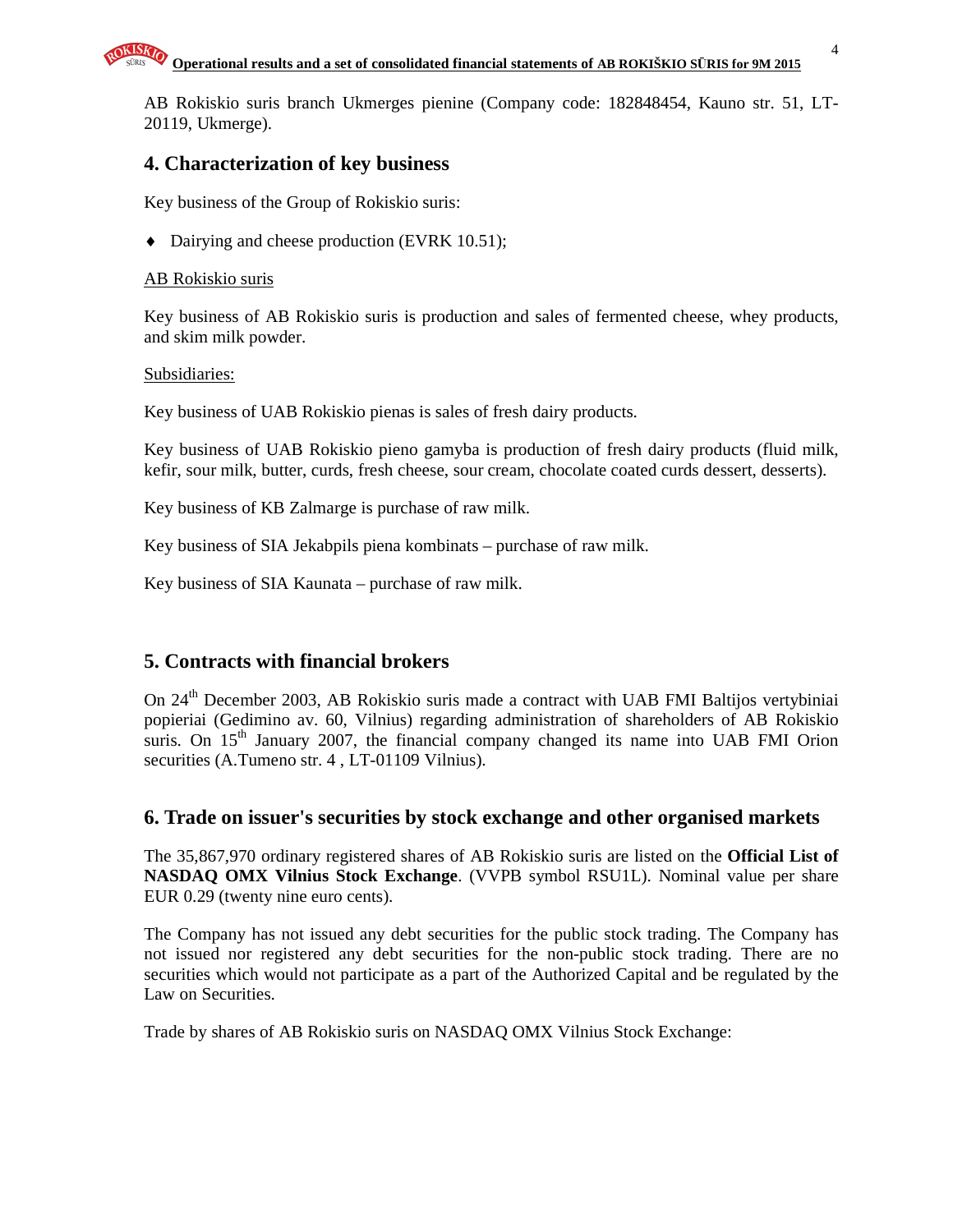AB Rokiskio suris branch Ukmerges pienine (Company code: 182848454, Kauno str. 51, LT-20119, Ukmerge).

## 4. Characterization of key business

Key business of the Group of Rokiskio suris:

- Dairying and cheese production (EVRK 10.51);

AB Rokiskio suris

Key business of AB Rokiskio suris is production and sales of fermented cheese, whey products, and skim milk powder.

Subsidiaries:

Key business of UAB Rokiskio pienas is sales of fresh dairy products.

Key business of UAB Rokiskio pieno gamyba is production of fresh dairy products (fluid milk, kefir, sour milk, butter, curds, fresh cheese, sour cream, chocolate coated curds dessert, desserts).

Key business of KB Zalmarge is purchase of raw milk.

Key business of SIA Jekabpils piena kombinats – purchase of raw milk.

Key business of SIA Kaunata – purchase of raw milk.

## 5. Contracts with financial brokers

On 24th December 2003, AB Rokiskio suris made a contract with UAB FMI Baltijos vertybiniai popieriai (Gedimino av. 60, Vilnius) regarding administration of shareholders of AB Rokiskio suris. On 15th January 2007, the financial company changed its name into UAB FMI Orion securities (A.Tumeno str. 4 , LT-01109 Vilnius).

## 6. Trade on issuer's securities by stock exchange and other organised markets

The 35,867,970 ordinary registered shares of AB Rokiskio suris are listed on the **Official List of NASDAQ OMX Vilnius Stock Exchange**. (VVPB symbol RSU1L). Nominal value per share EUR 0.29 (twenty nine euro cents).

The Company has not issued any debt securities for the public stock trading. The Company has not issued nor registered any debt securities for the non-public stock trading. There are no securities which would not participate as a part of the Authorized Capital and be regulated by the Law on Securities.

Trade by shares of AB Rokiskio suris on NASDAQ OMX Vilnius Stock Exchange: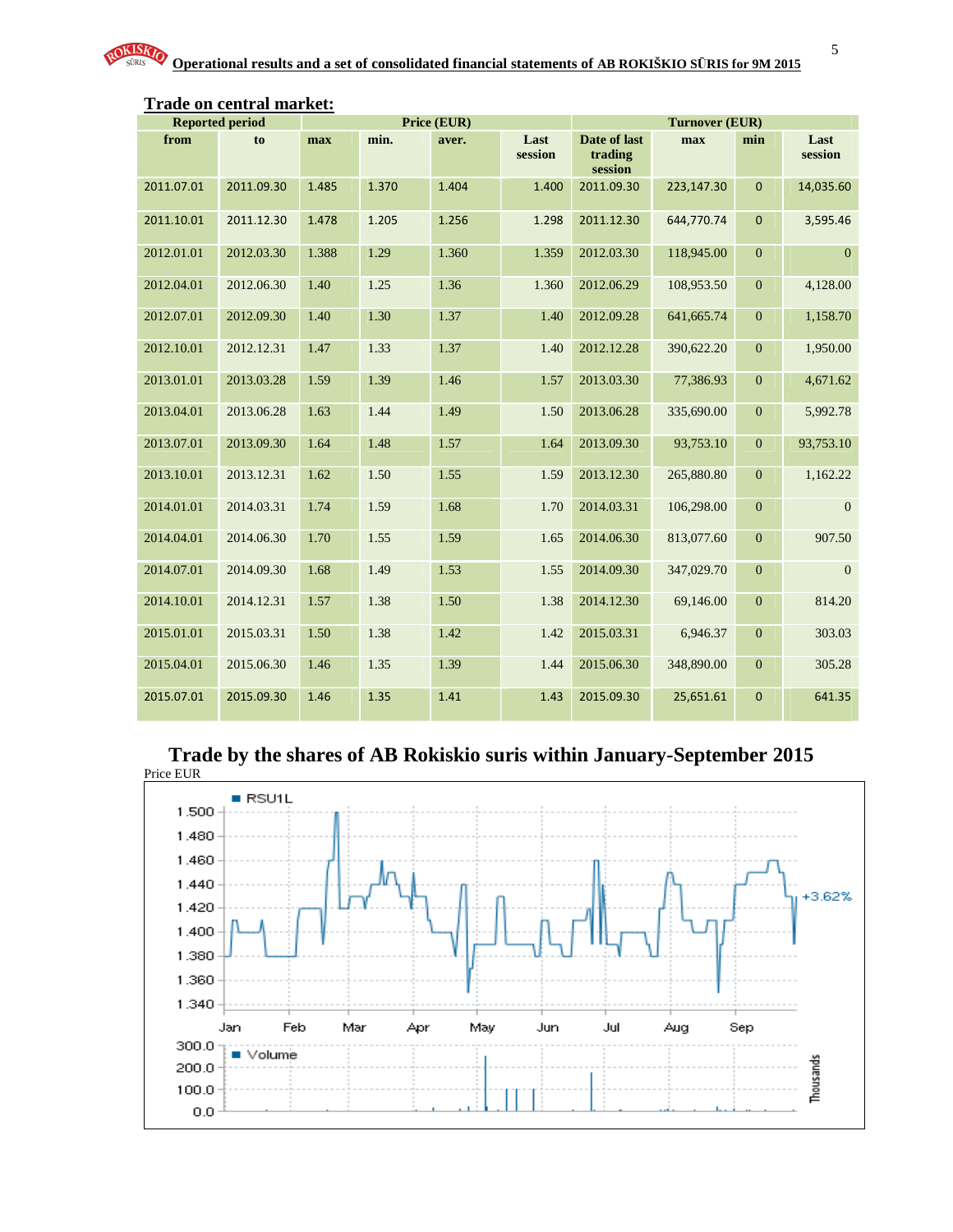## Trade on central market:

| Reported period | | Price (EUR) | | | | Turnover (EUR) | | | |
|---|---|---|---|---|---|---|---|---|---|
| from | to | max | min. | aver. | Last session | Date of last trading session | max | min | Last session |
| 2011.07.01 | 2011.09.30 | 1.485 | 1.370 | 1.404 | 1.400 | 2011.09.30 | 223,147.30 | 0 | 14,035.60 |
| 2011.10.01 | 2011.12.30 | 1.478 | 1.205 | 1.256 | 1.298 | 2011.12.30 | 644,770.74 | 0 | 3,595.46 |
| 2012.01.01 | 2012.03.30 | 1.388 | 1.29 | 1.360 | 1.359 | 2012.03.30 | 118,945.00 | 0 | 0 |
| 2012.04.01 | 2012.06.30 | 1.40 | 1.25 | 1.36 | 1.360 | 2012.06.29 | 108,953.50 | 0 | 4,128.00 |
| 2012.07.01 | 2012.09.30 | 1.40 | 1.30 | 1.37 | 1.40 | 2012.09.28 | 641,665.74 | 0 | 1,158.70 |
| 2012.10.01 | 2012.12.31 | 1.47 | 1.33 | 1.37 | 1.40 | 2012.12.28 | 390,622.20 | 0 | 1,950.00 |
| 2013.01.01 | 2013.03.28 | 1.59 | 1.39 | 1.46 | 1.57 | 2013.03.30 | 77,386.93 | 0 | 4,671.62 |
| 2013.04.01 | 2013.06.28 | 1.63 | 1.44 | 1.49 | 1.50 | 2013.06.28 | 335,690.00 | 0 | 5,992.78 |
| 2013.07.01 | 2013.09.30 | 1.64 | 1.48 | 1.57 | 1.64 | 2013.09.30 | 93,753.10 | 0 | 93,753.10 |
| 2013.10.01 | 2013.12.31 | 1.62 | 1.50 | 1.55 | 1.59 | 2013.12.30 | 265,880.80 | 0 | 1,162.22 |
| 2014.01.01 | 2014.03.31 | 1.74 | 1.59 | 1.68 | 1.70 | 2014.03.31 | 106,298.00 | 0 | 0 |
| 2014.04.01 | 2014.06.30 | 1.70 | 1.55 | 1.59 | 1.65 | 2014.06.30 | 813,077.60 | 0 | 907.50 |
| 2014.07.01 | 2014.09.30 | 1.68 | 1.49 | 1.53 | 1.55 | 2014.09.30 | 347,029.70 | 0 | 0 |
| 2014.10.01 | 2014.12.31 | 1.57 | 1.38 | 1.50 | 1.38 | 2014.12.30 | 69,146.00 | 0 | 814.20 |
| 2015.01.01 | 2015.03.31 | 1.50 | 1.38 | 1.42 | 1.42 | 2015.03.31 | 6,946.37 | 0 | 303.03 |
| 2015.04.01 | 2015.06.30 | 1.46 | 1.35 | 1.39 | 1.44 | 2015.06.30 | 348,890.00 | 0 | 305.28 |
| 2015.07.01 | 2015.09.30 | 1.46 | 1.35 | 1.41 | 1.43 | 2015.09.30 | 25,651.61 | 0 | 641.35 |

## Trade by the shares of AB Rokiskio suris within January-September 2015

Price EUR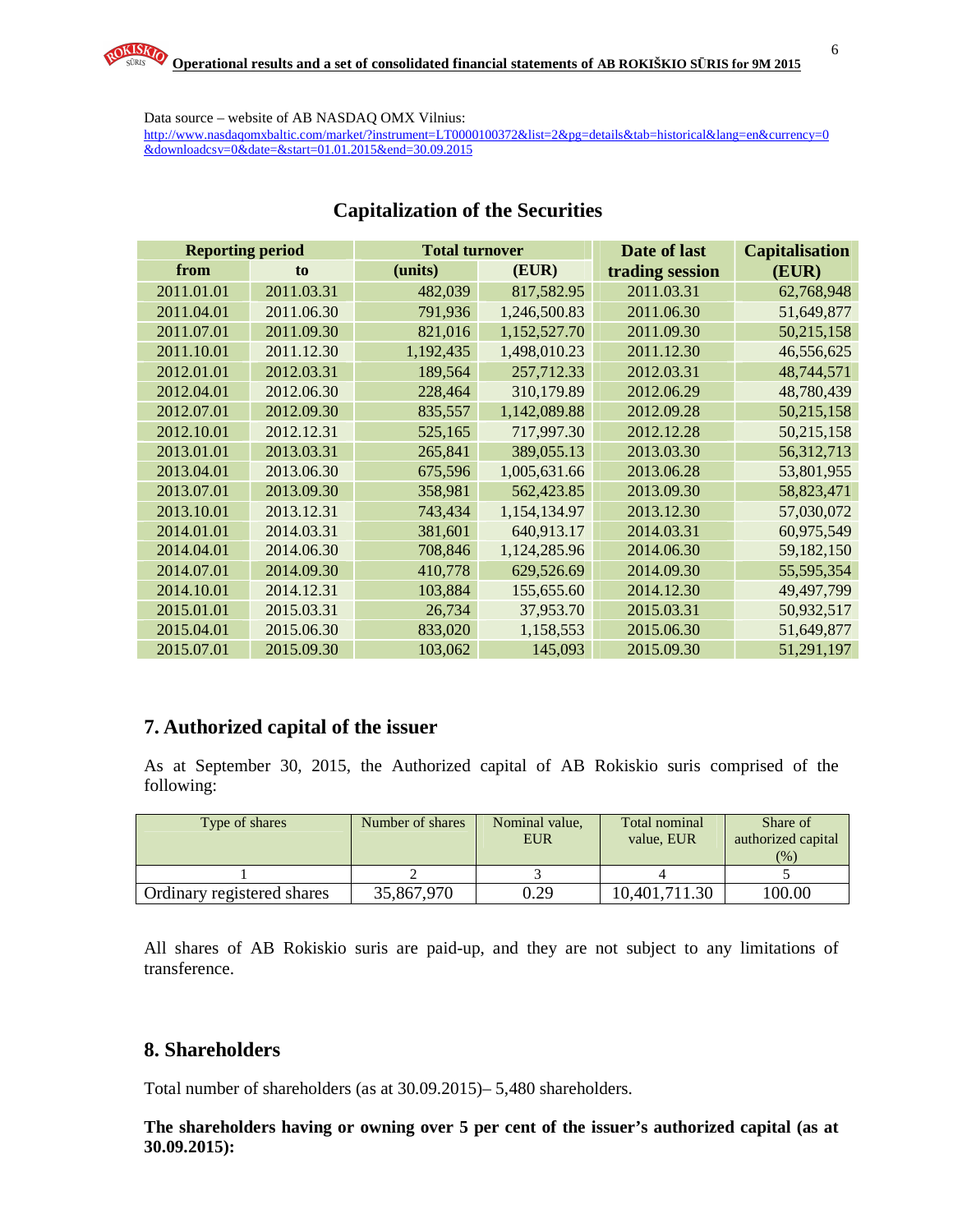Data source – website of AB NASDAQ OMX Vilnius:
http://www.nasdaqomxbaltic.com/market/?instrument=LT0000100372&list=2&pg=details&tab=historical&lang=en&currency=0&downloadcsv=0&date=&start=01.01.2015&end=30.09.2015

## Capitalization of the Securities

| Reporting period | | Total turnover | | Date of last trading session | Capitalisation (EUR) |
|---|---|---|---|---|---|
| from | to | (units) | (EUR) | | |
| 2011.01.01 | 2011.03.31 | 482,039 | 817,582.95 | 2011.03.31 | 62,768,948 |
| 2011.04.01 | 2011.06.30 | 791,936 | 1,246,500.83 | 2011.06.30 | 51,649,877 |
| 2011.07.01 | 2011.09.30 | 821,016 | 1,152,527.70 | 2011.09.30 | 50,215,158 |
| 2011.10.01 | 2011.12.30 | 1,192,435 | 1,498,010.23 | 2011.12.30 | 46,556,625 |
| 2012.01.01 | 2012.03.31 | 189,564 | 257,712.33 | 2012.03.31 | 48,744,571 |
| 2012.04.01 | 2012.06.30 | 228,464 | 310,179.89 | 2012.06.29 | 48,780,439 |
| 2012.07.01 | 2012.09.30 | 835,557 | 1,142,089.88 | 2012.09.28 | 50,215,158 |
| 2012.10.01 | 2012.12.31 | 525,165 | 717,997.30 | 2012.12.28 | 50,215,158 |
| 2013.01.01 | 2013.03.31 | 265,841 | 389,055.13 | 2013.03.30 | 56,312,713 |
| 2013.04.01 | 2013.06.30 | 675,596 | 1,005,631.66 | 2013.06.28 | 53,801,955 |
| 2013.07.01 | 2013.09.30 | 358,981 | 562,423.85 | 2013.09.30 | 58,823,471 |
| 2013.10.01 | 2013.12.31 | 743,434 | 1,154,134.97 | 2013.12.30 | 57,030,072 |
| 2014.01.01 | 2014.03.31 | 381,601 | 640,913.17 | 2014.03.31 | 60,975,549 |
| 2014.04.01 | 2014.06.30 | 708,846 | 1,124,285.96 | 2014.06.30 | 59,182,150 |
| 2014.07.01 | 2014.09.30 | 410,778 | 629,526.69 | 2014.09.30 | 55,595,354 |
| 2014.10.01 | 2014.12.31 | 103,884 | 155,655.60 | 2014.12.30 | 49,497,799 |
| 2015.01.01 | 2015.03.31 | 26,734 | 37,953.70 | 2015.03.31 | 50,932,517 |
| 2015.04.01 | 2015.06.30 | 833,020 | 1,158,553 | 2015.06.30 | 51,649,877 |
| 2015.07.01 | 2015.09.30 | 103,062 | 145,093 | 2015.09.30 | 51,291,197 |

## 7. Authorized capital of the issuer

As at September 30, 2015, the Authorized capital of AB Rokiskio suris comprised of the following:

| Type of shares | Number of shares | Nominal value, EUR | Total nominal value, EUR | Share of authorized capital (%) |
|---|---|---|---|---|
| 1 | 2 | 3 | 4 | 5 |
| Ordinary registered shares | 35,867,970 | 0.29 | 10,401,711.30 | 100.00 |

All shares of AB Rokiskio suris are paid-up, and they are not subject to any limitations of transference.

## 8. Shareholders

Total number of shareholders (as at 30.09.2015)– 5,480 shareholders.

**The shareholders having or owning over 5 per cent of the issuer's authorized capital (as at 30.09.2015):**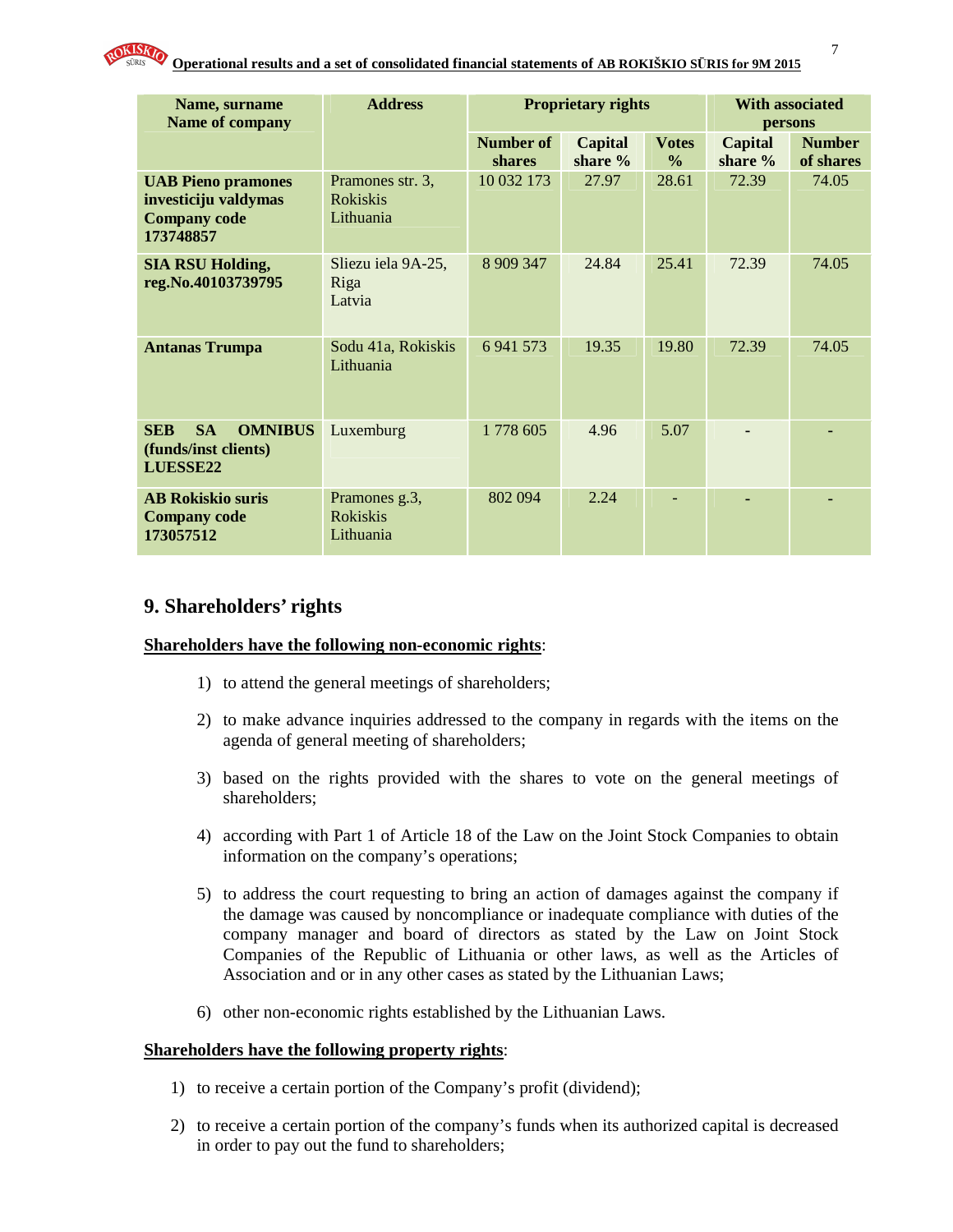| Name, surname Name of company | Address | Proprietary rights | | | With associated persons | |
|---|---|---|---|---|---|---|
| | | Number of shares | Capital share % | Votes % | Capital share % | Number of shares |
| **UAB Pieno pramones investiciju valdymas Company code 173748857** | Pramones str. 3, Rokiskis Lithuania | 10 032 173 | 27.97 | 28.61 | 72.39 | 74.05 |
| **SIA RSU Holding, reg.No.40103739795** | Sliezu iela 9A-25, Riga Latvia | 8 909 347 | 24.84 | 25.41 | 72.39 | 74.05 |
| **Antanas Trumpa** | Sodu 41a, Rokiskis Lithuania | 6 941 573 | 19.35 | 19.80 | 72.39 | 74.05 |
| **SEB SA OMNIBUS (funds/inst clients) LUESSE22** | Luxemburg | 1 778 605 | 4.96 | 5.07 | - | - |
| **AB Rokiskio suris Company code 173057512** | Pramones g.3, Rokiskis Lithuania | 802 094 | 2.24 | - | - | - |

## 9. Shareholders' rights

**Shareholders have the following non-economic rights**:

1) to attend the general meetings of shareholders;
2) to make advance inquiries addressed to the company in regards with the items on the agenda of general meeting of shareholders;
3) based on the rights provided with the shares to vote on the general meetings of shareholders;
4) according with Part 1 of Article 18 of the Law on the Joint Stock Companies to obtain information on the company's operations;
5) to address the court requesting to bring an action of damages against the company if the damage was caused by noncompliance or inadequate compliance with duties of the company manager and board of directors as stated by the Law on Joint Stock Companies of the Republic of Lithuania or other laws, as well as the Articles of Association and or in any other cases as stated by the Lithuanian Laws;
6) other non-economic rights established by the Lithuanian Laws.

**Shareholders have the following property rights**:

1) to receive a certain portion of the Company's profit (dividend);
2) to receive a certain portion of the company's funds when its authorized capital is decreased in order to pay out the fund to shareholders;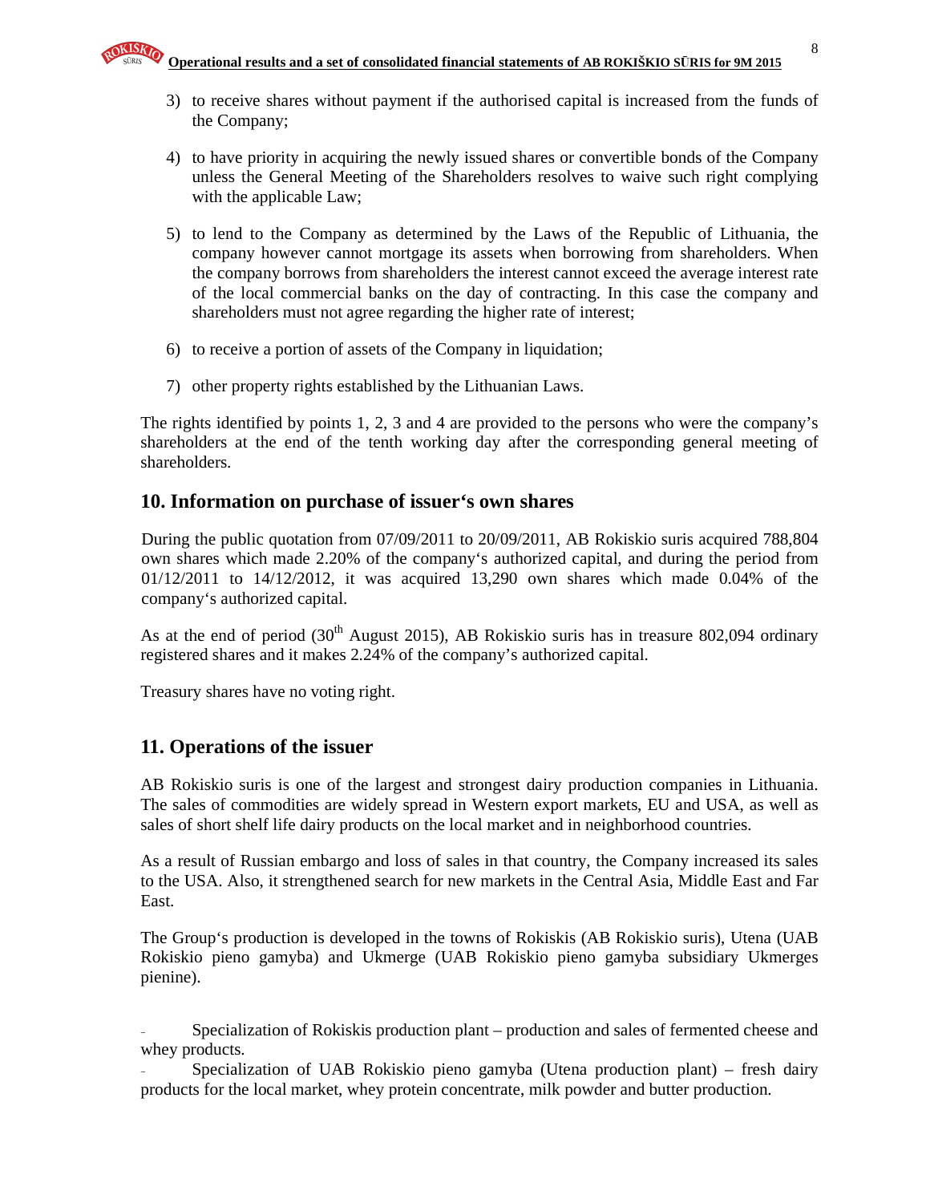3) to receive shares without payment if the authorised capital is increased from the funds of the Company;

4) to have priority in acquiring the newly issued shares or convertible bonds of the Company unless the General Meeting of the Shareholders resolves to waive such right complying with the applicable Law;

5) to lend to the Company as determined by the Laws of the Republic of Lithuania, the company however cannot mortgage its assets when borrowing from shareholders. When the company borrows from shareholders the interest cannot exceed the average interest rate of the local commercial banks on the day of contracting. In this case the company and shareholders must not agree regarding the higher rate of interest;

6) to receive a portion of assets of the Company in liquidation;

7) other property rights established by the Lithuanian Laws.

The rights identified by points 1, 2, 3 and 4 are provided to the persons who were the company's shareholders at the end of the tenth working day after the corresponding general meeting of shareholders.

## 10. Information on purchase of issuer's own shares

During the public quotation from 07/09/2011 to 20/09/2011, AB Rokiskio suris acquired 788,804 own shares which made 2.20% of the company's authorized capital, and during the period from 01/12/2011 to 14/12/2012, it was acquired 13,290 own shares which made 0.04% of the company's authorized capital.

As at the end of period (30th August 2015), AB Rokiskio suris has in treasure 802,094 ordinary registered shares and it makes 2.24% of the company's authorized capital.

Treasury shares have no voting right.

## 11. Operations of the issuer

AB Rokiskio suris is one of the largest and strongest dairy production companies in Lithuania. The sales of commodities are widely spread in Western export markets, EU and USA, as well as sales of short shelf life dairy products on the local market and in neighborhood countries.

As a result of Russian embargo and loss of sales in that country, the Company increased its sales to the USA. Also, it strengthened search for new markets in the Central Asia, Middle East and Far East.

The Group's production is developed in the towns of Rokiskis (AB Rokiskio suris), Utena (UAB Rokiskio pieno gamyba) and Ukmerge (UAB Rokiskio pieno gamyba subsidiary Ukmerges pienine).

- Specialization of Rokiskis production plant – production and sales of fermented cheese and whey products.
- Specialization of UAB Rokiskio pieno gamyba (Utena production plant) – fresh dairy products for the local market, whey protein concentrate, milk powder and butter production.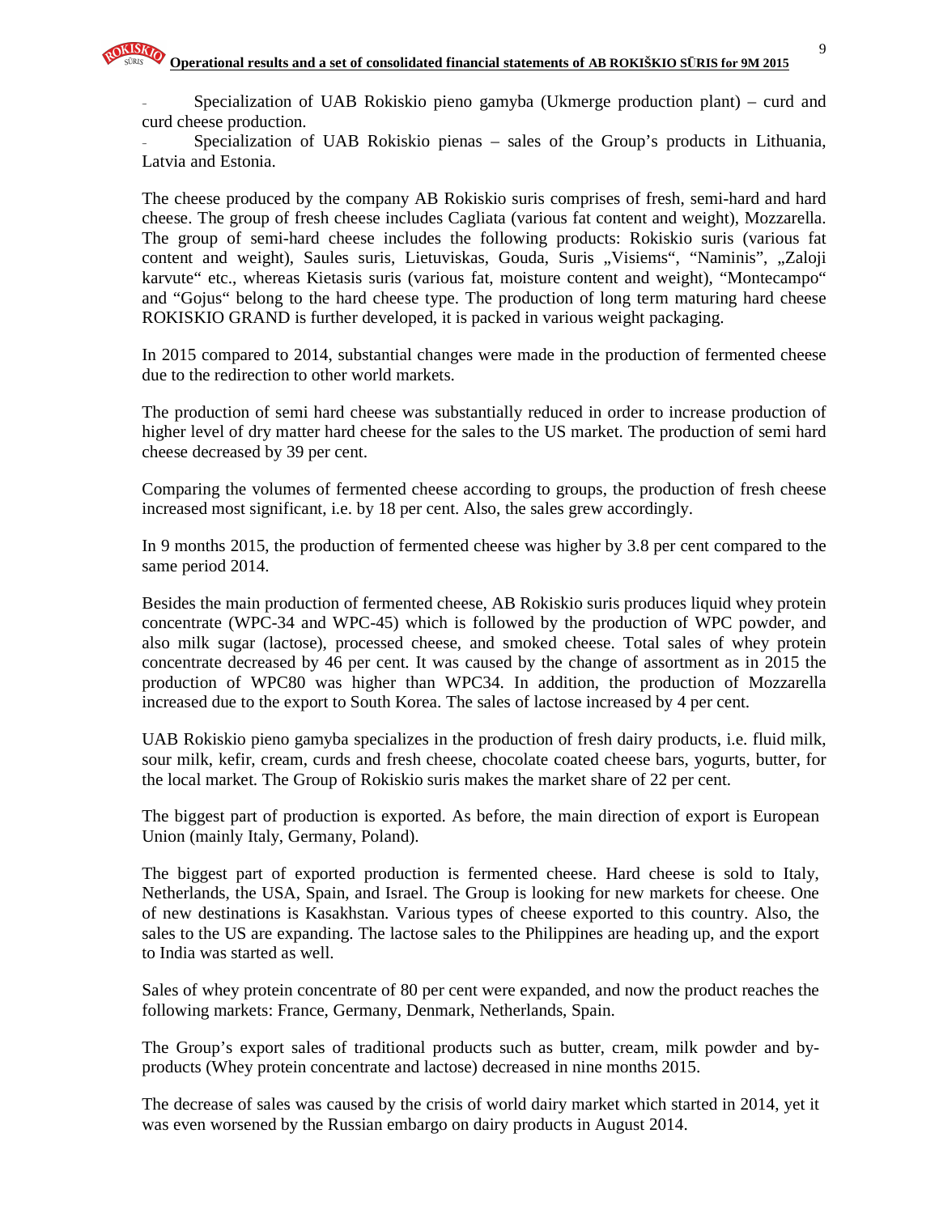- Specialization of UAB Rokiskio pieno gamyba (Ukmerge production plant) – curd and curd cheese production.
- Specialization of UAB Rokiskio pienas – sales of the Group's products in Lithuania, Latvia and Estonia.

The cheese produced by the company AB Rokiskio suris comprises of fresh, semi-hard and hard cheese. The group of fresh cheese includes Cagliata (various fat content and weight), Mozzarella. The group of semi-hard cheese includes the following products: Rokiskio suris (various fat content and weight), Saules suris, Lietuviskas, Gouda, Suris „Visiems", "Naminis", „Zaloji karvute" etc., whereas Kietasis suris (various fat, moisture content and weight), "Montecampo" and "Gojus" belong to the hard cheese type. The production of long term maturing hard cheese ROKISKIO GRAND is further developed, it is packed in various weight packaging.

In 2015 compared to 2014, substantial changes were made in the production of fermented cheese due to the redirection to other world markets.

The production of semi hard cheese was substantially reduced in order to increase production of higher level of dry matter hard cheese for the sales to the US market. The production of semi hard cheese decreased by 39 per cent.

Comparing the volumes of fermented cheese according to groups, the production of fresh cheese increased most significant, i.e. by 18 per cent. Also, the sales grew accordingly.

In 9 months 2015, the production of fermented cheese was higher by 3.8 per cent compared to the same period 2014.

Besides the main production of fermented cheese, AB Rokiskio suris produces liquid whey protein concentrate (WPC-34 and WPC-45) which is followed by the production of WPC powder, and also milk sugar (lactose), processed cheese, and smoked cheese. Total sales of whey protein concentrate decreased by 46 per cent. It was caused by the change of assortment as in 2015 the production of WPC80 was higher than WPC34. In addition, the production of Mozzarella increased due to the export to South Korea. The sales of lactose increased by 4 per cent.

UAB Rokiskio pieno gamyba specializes in the production of fresh dairy products, i.e. fluid milk, sour milk, kefir, cream, curds and fresh cheese, chocolate coated cheese bars, yogurts, butter, for the local market. The Group of Rokiskio suris makes the market share of 22 per cent.

The biggest part of production is exported. As before, the main direction of export is European Union (mainly Italy, Germany, Poland).

The biggest part of exported production is fermented cheese. Hard cheese is sold to Italy, Netherlands, the USA, Spain, and Israel. The Group is looking for new markets for cheese. One of new destinations is Kasakhstan. Various types of cheese exported to this country. Also, the sales to the US are expanding. The lactose sales to the Philippines are heading up, and the export to India was started as well.

Sales of whey protein concentrate of 80 per cent were expanded, and now the product reaches the following markets: France, Germany, Denmark, Netherlands, Spain.

The Group's export sales of traditional products such as butter, cream, milk powder and by-products (Whey protein concentrate and lactose) decreased in nine months 2015.

The decrease of sales was caused by the crisis of world dairy market which started in 2014, yet it was even worsened by the Russian embargo on dairy products in August 2014.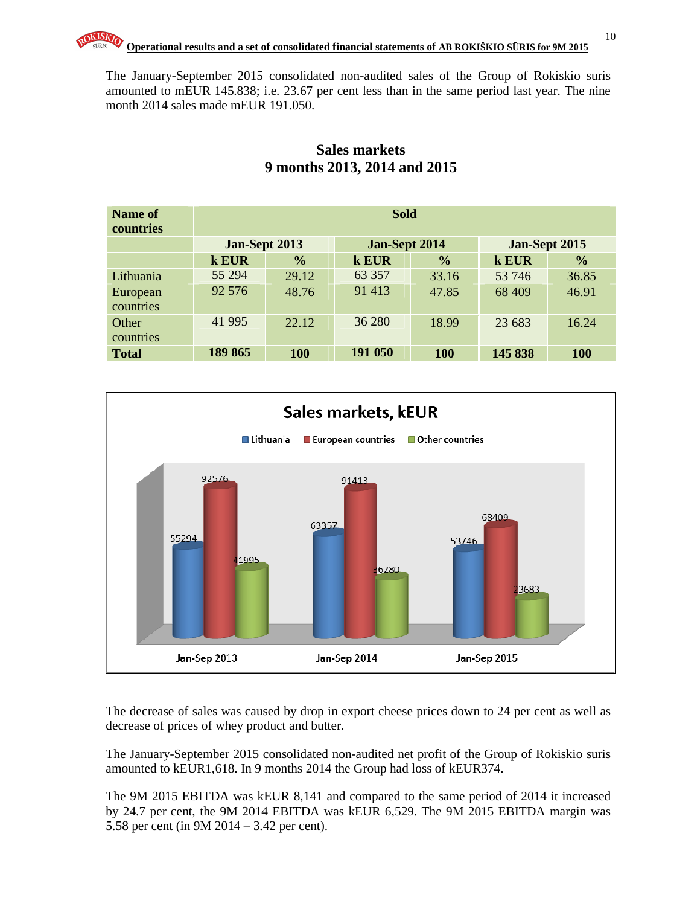The January-September 2015 consolidated non-audited sales of the Group of Rokiskio suris amounted to mEUR 145.838; i.e. 23.67 per cent less than in the same period last year. The nine month 2014 sales made mEUR 191.050.

## Sales markets
## 9 months 2013, 2014 and 2015

| Name of countries | Sold | | | | | |
|---|---|---|---|---|---|---|
| | Jan-Sept 2013 | | Jan-Sept 2014 | | Jan-Sept 2015 | |
| | k EUR | % | k EUR | % | k EUR | % |
| Lithuania | 55 294 | 29.12 | 63 357 | 33.16 | 53 746 | 36.85 |
| European countries | 92 576 | 48.76 | 91 413 | 47.85 | 68 409 | 46.91 |
| Other countries | 41 995 | 22.12 | 36 280 | 18.99 | 23 683 | 16.24 |
| **Total** | **189 865** | **100** | **191 050** | **100** | **145 838** | **100** |

**Sales markets, kEUR**

| | Lithuania | European countries | Other countries |
|---|---|---|---|
| Jan-Sep 2013 | 55294 | 92576 | 41995 |
| Jan-Sep 2014 | 63357 | 91413 | 36280 |
| Jan-Sep 2015 | 53746 | 68409 | 23683 |

The decrease of sales was caused by drop in export cheese prices down to 24 per cent as well as decrease of prices of whey product and butter.

The January-September 2015 consolidated non-audited net profit of the Group of Rokiskio suris amounted to kEUR1,618. In 9 months 2014 the Group had loss of kEUR374.

The 9M 2015 EBITDA was kEUR 8,141 and compared to the same period of 2014 it increased by 24.7 per cent, the 9M 2014 EBITDA was kEUR 6,529. The 9M 2015 EBITDA margin was 5.58 per cent (in 9M 2014 – 3.42 per cent).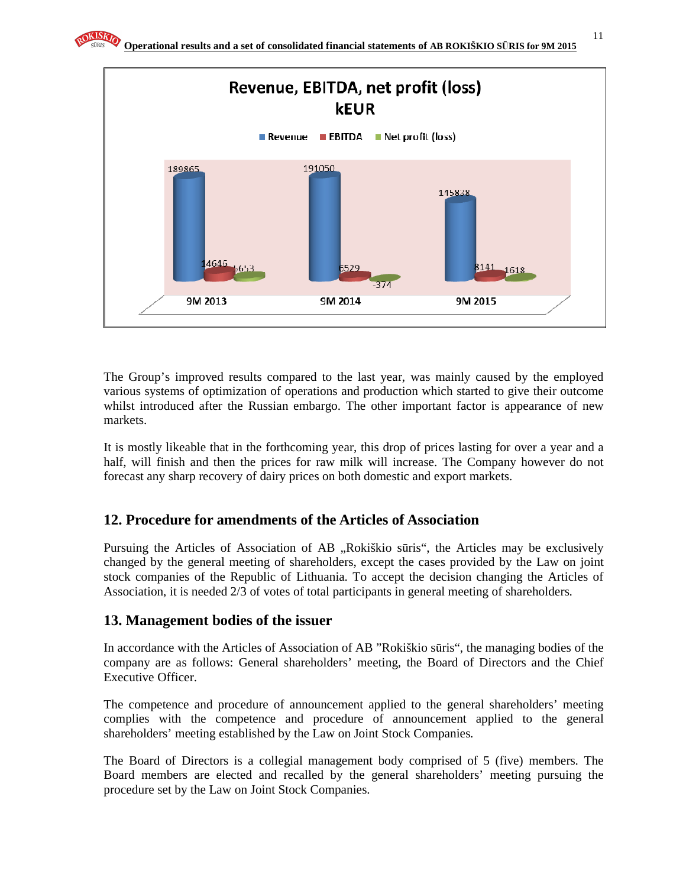**Revenue, EBITDA, net profit (loss) kEUR**

| | Revenue | EBITDA | Net profit (loss) |
|---|---|---|---|
| 9M 2013 | 189865 | 14646 | 5653 |
| 9M 2014 | 191050 | 6529 | -374 |
| 9M 2015 | 145838 | 8141 | 1618 |

The Group's improved results compared to the last year, was mainly caused by the employed various systems of optimization of operations and production which started to give their outcome whilst introduced after the Russian embargo. The other important factor is appearance of new markets.

It is mostly likeable that in the forthcoming year, this drop of prices lasting for over a year and a half, will finish and then the prices for raw milk will increase. The Company however do not forecast any sharp recovery of dairy prices on both domestic and export markets.

## 12. Procedure for amendments of the Articles of Association

Pursuing the Articles of Association of AB „Rokiškio sūris", the Articles may be exclusively changed by the general meeting of shareholders, except the cases provided by the Law on joint stock companies of the Republic of Lithuania. To accept the decision changing the Articles of Association, it is needed 2/3 of votes of total participants in general meeting of shareholders.

## 13. Management bodies of the issuer

In accordance with the Articles of Association of AB "Rokiškio sūris", the managing bodies of the company are as follows: General shareholders' meeting, the Board of Directors and the Chief Executive Officer.

The competence and procedure of announcement applied to the general shareholders' meeting complies with the competence and procedure of announcement applied to the general shareholders' meeting established by the Law on Joint Stock Companies.

The Board of Directors is a collegial management body comprised of 5 (five) members. The Board members are elected and recalled by the general shareholders' meeting pursuing the procedure set by the Law on Joint Stock Companies.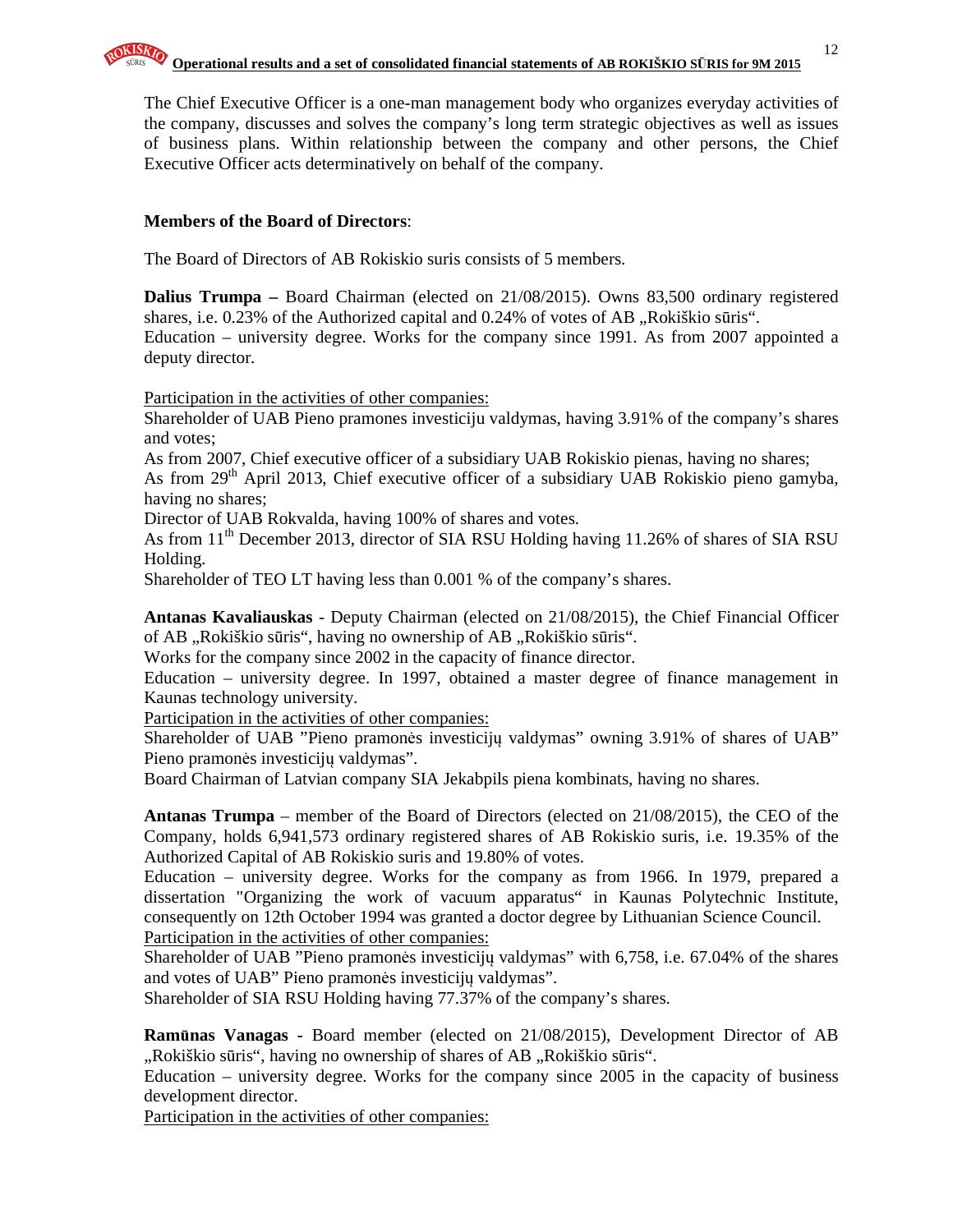The Chief Executive Officer is a one-man management body who organizes everyday activities of the company, discusses and solves the company's long term strategic objectives as well as issues of business plans. Within relationship between the company and other persons, the Chief Executive Officer acts determinatively on behalf of the company.

**Members of the Board of Directors**:

The Board of Directors of AB Rokiskio suris consists of 5 members.

**Dalius Trumpa –** Board Chairman (elected on 21/08/2015). Owns 83,500 ordinary registered shares, i.e. 0.23% of the Authorized capital and 0.24% of votes of AB „Rokiškio sūris".
Education – university degree. Works for the company since 1991. As from 2007 appointed a deputy director.

<u>Participation in the activities of other companies:</u>
Shareholder of UAB Pieno pramones investiciju valdymas, having 3.91% of the company's shares and votes;
As from 2007, Chief executive officer of a subsidiary UAB Rokiskio pienas, having no shares;
As from 29th April 2013, Chief executive officer of a subsidiary UAB Rokiskio pieno gamyba, having no shares;
Director of UAB Rokvalda, having 100% of shares and votes.
As from 11th December 2013, director of SIA RSU Holding having 11.26% of shares of SIA RSU Holding.
Shareholder of TEO LT having less than 0.001 % of the company's shares.

**Antanas Kavaliauskas** - Deputy Chairman (elected on 21/08/2015), the Chief Financial Officer of AB „Rokiškio sūris", having no ownership of AB „Rokiškio sūris".
Works for the company since 2002 in the capacity of finance director.
Education – university degree. In 1997, obtained a master degree of finance management in Kaunas technology university.
<u>Participation in the activities of other companies:</u>
Shareholder of UAB "Pieno pramonės investicijų valdymas" owning 3.91% of shares of UAB" Pieno pramonės investicijų valdymas".
Board Chairman of Latvian company SIA Jekabpils piena kombinats, having no shares.

**Antanas Trumpa** – member of the Board of Directors (elected on 21/08/2015), the CEO of the Company, holds 6,941,573 ordinary registered shares of AB Rokiskio suris, i.e. 19.35% of the Authorized Capital of AB Rokiskio suris and 19.80% of votes.
Education – university degree. Works for the company as from 1966. In 1979, prepared a dissertation "Organizing the work of vacuum apparatus" in Kaunas Polytechnic Institute, consequently on 12th October 1994 was granted a doctor degree by Lithuanian Science Council.
<u>Participation in the activities of other companies:</u>
Shareholder of UAB "Pieno pramonės investicijų valdymas" with 6,758, i.e. 67.04% of the shares and votes of UAB" Pieno pramonės investicijų valdymas".
Shareholder of SIA RSU Holding having 77.37% of the company's shares.

**Ramūnas Vanagas -** Board member (elected on 21/08/2015), Development Director of AB „Rokiškio sūris", having no ownership of shares of AB „Rokiškio sūris".
Education – university degree. Works for the company since 2005 in the capacity of business development director.
<u>Participation in the activities of other companies:</u>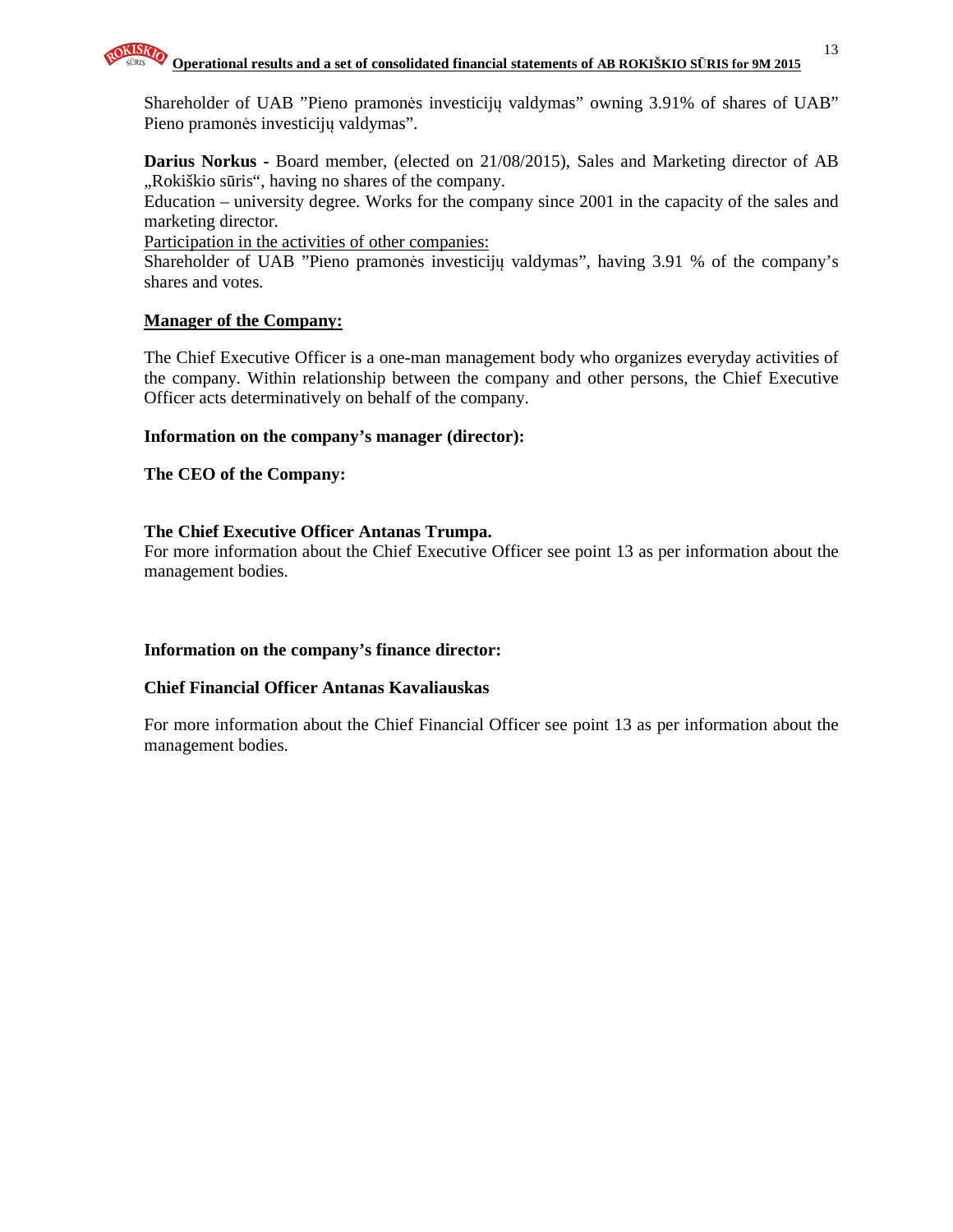Shareholder of UAB ”Pieno pramonės investicijų valdymas” owning 3.91% of shares of UAB” Pieno pramonės investicijų valdymas”.

**Darius Norkus -** Board member, (elected on 21/08/2015), Sales and Marketing director of AB „Rokiškio sūris“, having no shares of the company.
Education – university degree. Works for the company since 2001 in the capacity of the sales and marketing director.
Participation in the activities of other companies:
Shareholder of UAB ”Pieno pramonės investicijų valdymas”, having 3.91 % of the company’s shares and votes.

**Manager of the Company:**

The Chief Executive Officer is a one-man management body who organizes everyday activities of the company. Within relationship between the company and other persons, the Chief Executive Officer acts determinatively on behalf of the company.

**Information on the company’s manager (director):**

**The CEO of the Company:**

**The Chief Executive Officer Antanas Trumpa.**
For more information about the Chief Executive Officer see point 13 as per information about the management bodies.

**Information on the company’s finance director:**

**Chief Financial Officer Antanas Kavaliauskas**

For more information about the Chief Financial Officer see point 13 as per information about the management bodies.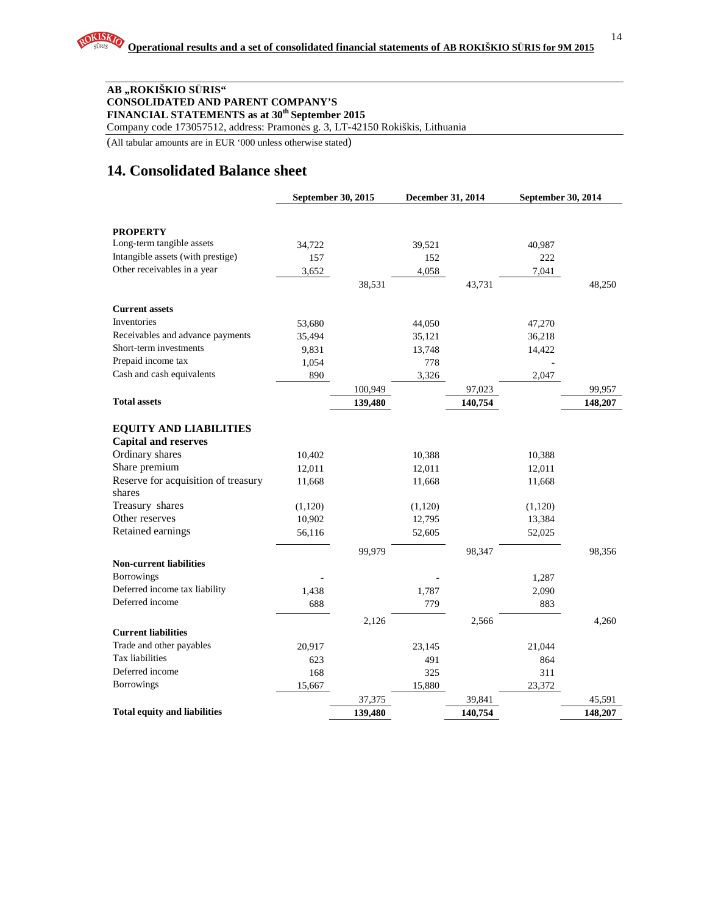**AB „ROKIŠKIO SŪRIS“**
**CONSOLIDATED AND PARENT COMPANY'S**
**FINANCIAL STATEMENTS as at 30th September 2015**
Company code 173057512, address: Pramonės g. 3, LT-42150 Rokiškis, Lithuania

(All tabular amounts are in EUR '000 unless otherwise stated)

# 14. Consolidated Balance sheet

| | September 30, 2015 | | December 31, 2014 | | September 30, 2014 | |
|---|---|---|---|---|---|---|
| **PROPERTY** | | | | | | |
| Long-term tangible assets | 34,722 | | 39,521 | | 40,987 | |
| Intangible assets (with prestige) | 157 | | 152 | | 222 | |
| Other receivables in a year | 3,652 | | 4,058 | | 7,041 | |
| | | 38,531 | | 43,731 | | 48,250 |
| **Current assets** | | | | | | |
| Inventories | 53,680 | | 44,050 | | 47,270 | |
| Receivables and advance payments | 35,494 | | 35,121 | | 36,218 | |
| Short-term investments | 9,831 | | 13,748 | | 14,422 | |
| Prepaid income tax | 1,054 | | 778 | | - | |
| Cash and cash equivalents | 890 | | 3,326 | | 2,047 | |
| | | 100,949 | | 97,023 | | 99,957 |
| **Total assets** | | **139,480** | | **140,754** | | **148,207** |
| **EQUITY AND LIABILITIES** | | | | | | |
| **Capital and reserves** | | | | | | |
| Ordinary shares | 10,402 | | 10,388 | | 10,388 | |
| Share premium | 12,011 | | 12,011 | | 12,011 | |
| Reserve for acquisition of treasury shares | 11,668 | | 11,668 | | 11,668 | |
| Treasury shares | (1,120) | | (1,120) | | (1,120) | |
| Other reserves | 10,902 | | 12,795 | | 13,384 | |
| Retained earnings | 56,116 | | 52,605 | | 52,025 | |
| | | 99,979 | | 98,347 | | 98,356 |
| **Non-current liabilities** | | | | | | |
| Borrowings | - | | - | | 1,287 | |
| Deferred income tax liability | 1,438 | | 1,787 | | 2,090 | |
| Deferred income | 688 | | 779 | | 883 | |
| | | 2,126 | | 2,566 | | 4,260 |
| **Current liabilities** | | | | | | |
| Trade and other payables | 20,917 | | 23,145 | | 21,044 | |
| Tax liabilities | 623 | | 491 | | 864 | |
| Deferred income | 168 | | 325 | | 311 | |
| Borrowings | 15,667 | | 15,880 | | 23,372 | |
| | | 37,375 | | 39,841 | | 45,591 |
| **Total equity and liabilities** | | **139,480** | | **140,754** | | **148,207** |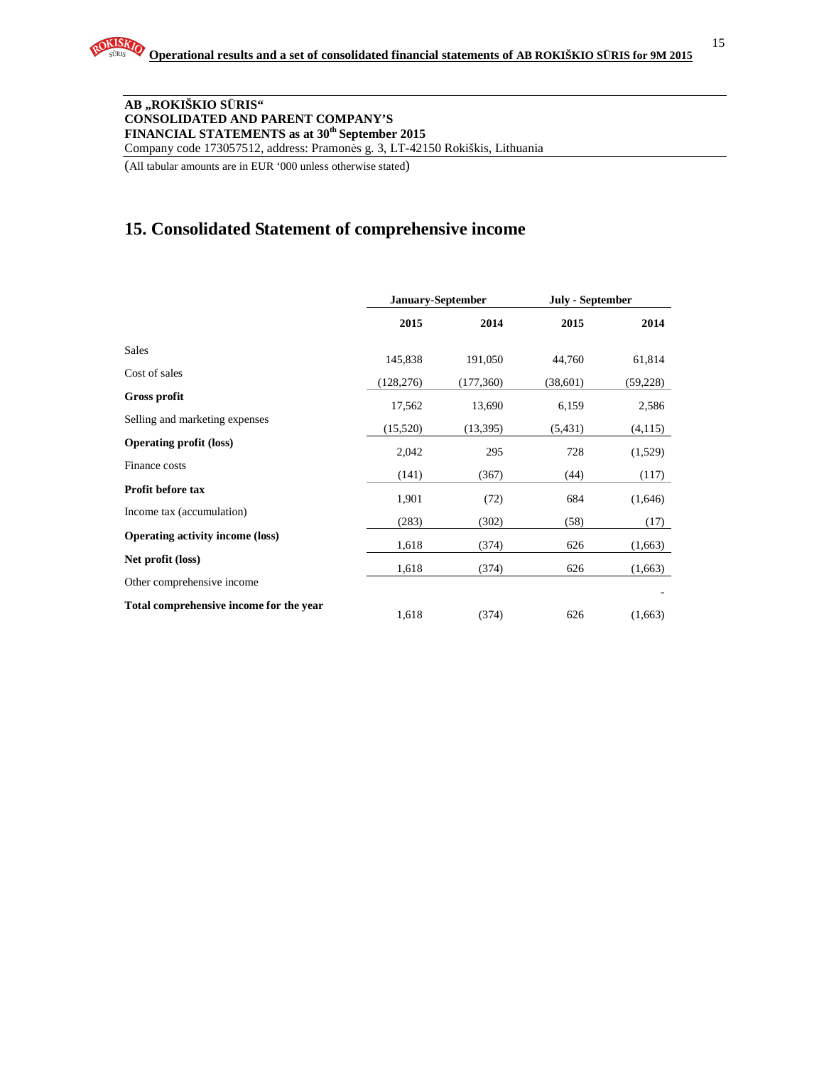**AB „ROKIŠKIO SŪRIS“**
**CONSOLIDATED AND PARENT COMPANY'S**
**FINANCIAL STATEMENTS as at 30th September 2015**
Company code 173057512, address: Pramonės g. 3, LT-42150 Rokiškis, Lithuania

(All tabular amounts are in EUR '000 unless otherwise stated)

# 15. Consolidated Statement of comprehensive income

| | January-September | | July - September | |
|---|---|---|---|---|
| | **2015** | **2014** | **2015** | **2014** |
| Sales | 145,838 | 191,050 | 44,760 | 61,814 |
| Cost of sales | (128,276) | (177,360) | (38,601) | (59,228) |
| **Gross profit** | 17,562 | 13,690 | 6,159 | 2,586 |
| Selling and marketing expenses | (15,520) | (13,395) | (5,431) | (4,115) |
| **Operating profit (loss)** | 2,042 | 295 | 728 | (1,529) |
| Finance costs | (141) | (367) | (44) | (117) |
| **Profit before tax** | 1,901 | (72) | 684 | (1,646) |
| Income tax (accumulation) | (283) | (302) | (58) | (17) |
| **Operating activity income (loss)** | 1,618 | (374) | 626 | (1,663) |
| **Net profit (loss)** | 1,618 | (374) | 626 | (1,663) |
| Other comprehensive income | | | | - |
| **Total comprehensive income for the year** | 1,618 | (374) | 626 | (1,663) |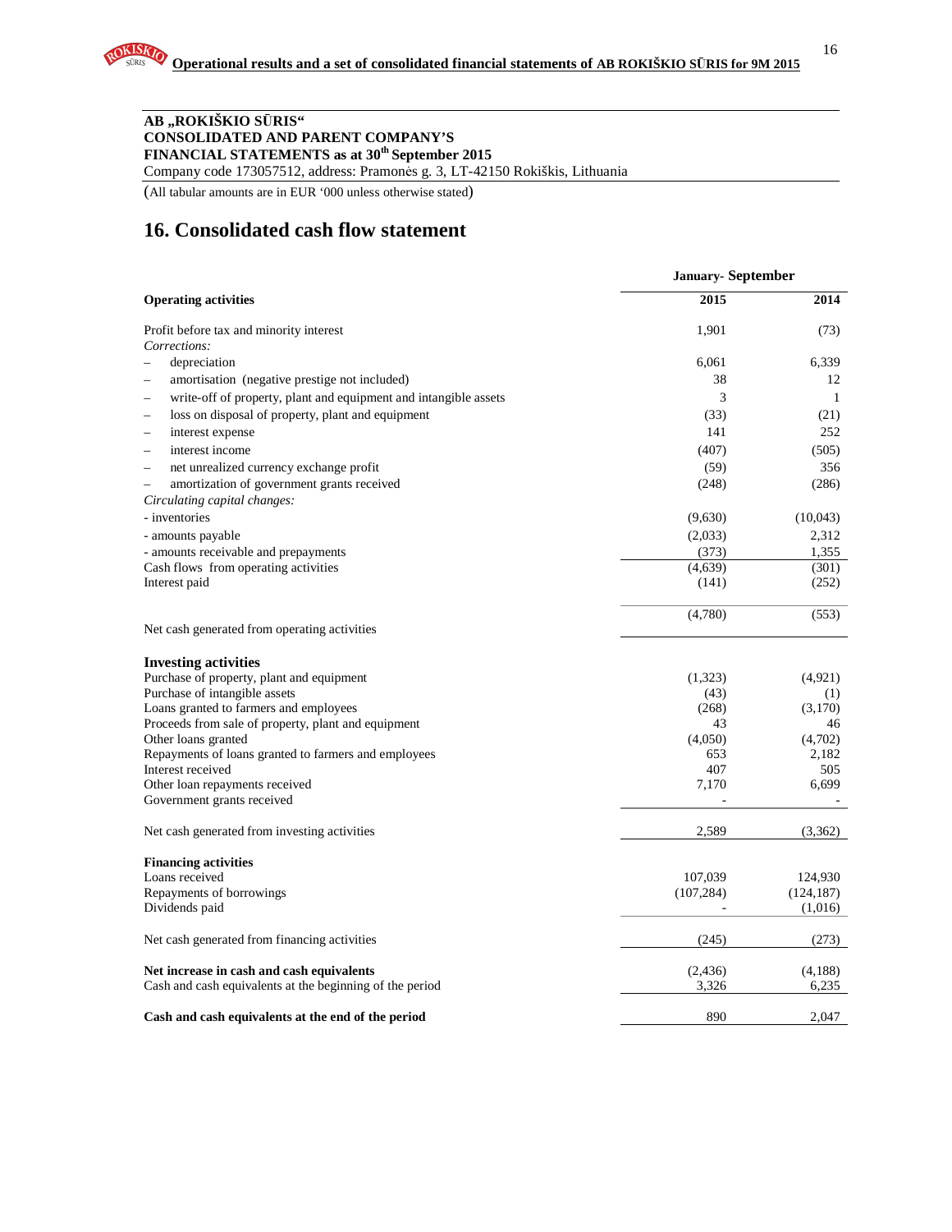**AB „ROKIŠKIO SŪRIS“**
**CONSOLIDATED AND PARENT COMPANY'S**
**FINANCIAL STATEMENTS as at 30th September 2015**
Company code 173057512, address: Pramonės g. 3, LT-42150 Rokiškis, Lithuania

(All tabular amounts are in EUR '000 unless otherwise stated)

# 16. Consolidated cash flow statement

| | January- September | |
|---|---|---|
| **Operating activities** | **2015** | **2014** |
| Profit before tax and minority interest | 1,901 | (73) |
| *Corrections:* | | |
| – depreciation | 6,061 | 6,339 |
| – amortisation (negative prestige not included) | 38 | 12 |
| – write-off of property, plant and equipment and intangible assets | 3 | 1 |
| – loss on disposal of property, plant and equipment | (33) | (21) |
| – interest expense | 141 | 252 |
| – interest income | (407) | (505) |
| – net unrealized currency exchange profit | (59) | 356 |
| – amortization of government grants received | (248) | (286) |
| *Circulating capital changes:* | | |
| - inventories | (9,630) | (10,043) |
| - amounts payable | (2,033) | 2,312 |
| - amounts receivable and prepayments | (373) | 1,355 |
| Cash flows from operating activities | (4,639) | (301) |
| Interest paid | (141) | (252) |
| Net cash generated from operating activities | (4,780) | (553) |
| **Investing activities** | | |
| Purchase of property, plant and equipment | (1,323) | (4,921) |
| Purchase of intangible assets | (43) | (1) |
| Loans granted to farmers and employees | (268) | (3,170) |
| Proceeds from sale of property, plant and equipment | 43 | 46 |
| Other loans granted | (4,050) | (4,702) |
| Repayments of loans granted to farmers and employees | 653 | 2,182 |
| Interest received | 407 | 505 |
| Other loan repayments received | 7,170 | 6,699 |
| Government grants received | - | - |
| Net cash generated from investing activities | 2,589 | (3,362) |
| **Financing activities** | | |
| Loans received | 107,039 | 124,930 |
| Repayments of borrowings | (107,284) | (124,187) |
| Dividends paid | - | (1,016) |
| Net cash generated from financing activities | (245) | (273) |
| **Net increase in cash and cash equivalents** | (2,436) | (4,188) |
| Cash and cash equivalents at the beginning of the period | 3,326 | 6,235 |
| **Cash and cash equivalents at the end of the period** | 890 | 2,047 |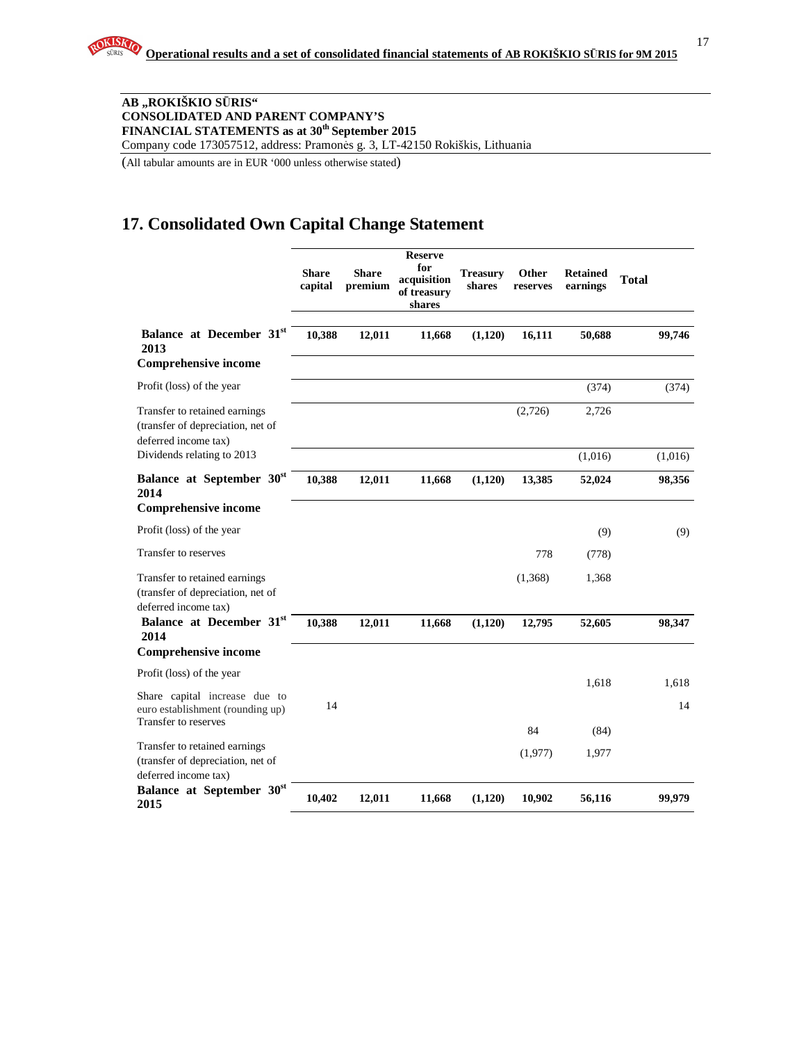**AB „ROKIŠKIO SŪRIS"**
**CONSOLIDATED AND PARENT COMPANY'S**
**FINANCIAL STATEMENTS as at 30th September 2015**
Company code 173057512, address: Pramonės g. 3, LT-42150 Rokiškis, Lithuania

(All tabular amounts are in EUR '000 unless otherwise stated)

# 17. Consolidated Own Capital Change Statement

| | Share capital | Share premium | Reserve for acquisition of treasury shares | Treasury shares | Other reserves | Retained earnings | Total |
|---|---|---|---|---|---|---|---|
| **Balance at December 31st 2013** | **10,388** | **12,011** | **11,668** | **(1,120)** | **16,111** | **50,688** | **99,746** |
| **Comprehensive income** | | | | | | | |
| Profit (loss) of the year | | | | | | (374) | (374) |
| Transfer to retained earnings (transfer of depreciation, net of deferred income tax) | | | | | (2,726) | 2,726 | |
| Dividends relating to 2013 | | | | | | (1,016) | (1,016) |
| **Balance at September 30st 2014** | **10,388** | **12,011** | **11,668** | **(1,120)** | **13,385** | **52,024** | **98,356** |
| **Comprehensive income** | | | | | | | |
| Profit (loss) of the year | | | | | | (9) | (9) |
| Transfer to reserves | | | | | 778 | (778) | |
| Transfer to retained earnings (transfer of depreciation, net of deferred income tax) | | | | | (1,368) | 1,368 | |
| **Balance at December 31st 2014** | **10,388** | **12,011** | **11,668** | **(1,120)** | **12,795** | **52,605** | **98,347** |
| **Comprehensive income** | | | | | | | |
| Profit (loss) of the year | | | | | | 1,618 | 1,618 |
| Share capital increase due to euro establishment (rounding up) | 14 | | | | | | 14 |
| Transfer to reserves | | | | | 84 | (84) | |
| Transfer to retained earnings (transfer of depreciation, net of deferred income tax) | | | | | (1,977) | 1,977 | |
| **Balance at September 30st 2015** | **10,402** | **12,011** | **11,668** | **(1,120)** | **10,902** | **56,116** | **99,979** |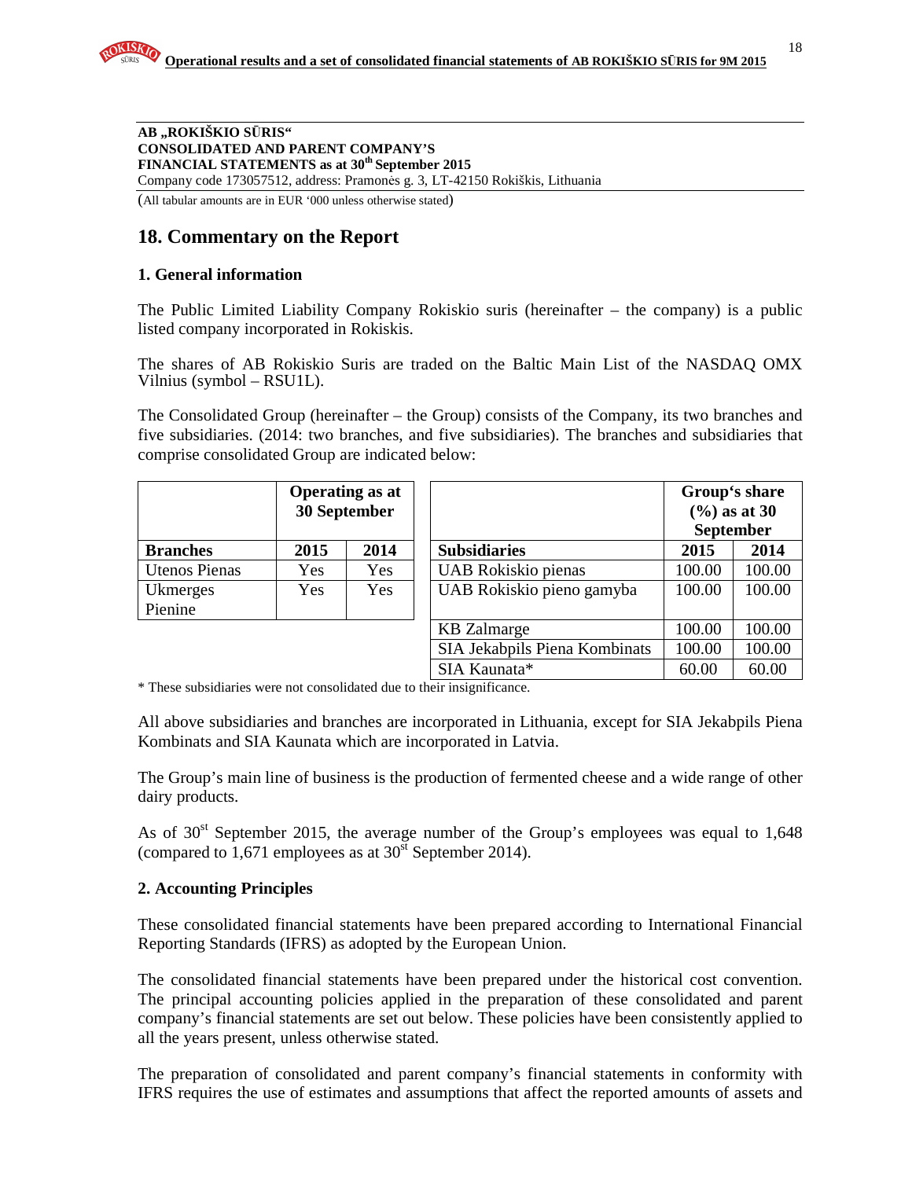AB „ROKIŠKIO SŪRIS"
CONSOLIDATED AND PARENT COMPANY'S
FINANCIAL STATEMENTS as at 30th September 2015
Company code 173057512, address: Pramonės g. 3, LT-42150 Rokiškis, Lithuania

(All tabular amounts are in EUR '000 unless otherwise stated)

# 18. Commentary on the Report

## 1. General information

The Public Limited Liability Company Rokiskio suris (hereinafter – the company) is a public listed company incorporated in Rokiskis.

The shares of AB Rokiskio Suris are traded on the Baltic Main List of the NASDAQ OMX Vilnius (symbol – RSU1L).

The Consolidated Group (hereinafter – the Group) consists of the Company, its two branches and five subsidiaries. (2014: two branches, and five subsidiaries). The branches and subsidiaries that comprise consolidated Group are indicated below:

| | Operating as at 30 September | |
|---|---|---|
| **Branches** | **2015** | **2014** |
| Utenos Pienas | Yes | Yes |
| Ukmerges Pienine | Yes | Yes |

| | Group's share (%) as at 30 September | |
|---|---|---|
| **Subsidiaries** | **2015** | **2014** |
| UAB Rokiskio pienas | 100.00 | 100.00 |
| UAB Rokiskio pieno gamyba | 100.00 | 100.00 |
| KB Zalmarge | 100.00 | 100.00 |
| SIA Jekabpils Piena Kombinats | 100.00 | 100.00 |
| SIA Kaunata* | 60.00 | 60.00 |

\* These subsidiaries were not consolidated due to their insignificance.

All above subsidiaries and branches are incorporated in Lithuania, except for SIA Jekabpils Piena Kombinats and SIA Kaunata which are incorporated in Latvia.

The Group's main line of business is the production of fermented cheese and a wide range of other dairy products.

As of 30st September 2015, the average number of the Group's employees was equal to 1,648 (compared to 1,671 employees as at 30st September 2014).

## 2. Accounting Principles

These consolidated financial statements have been prepared according to International Financial Reporting Standards (IFRS) as adopted by the European Union.

The consolidated financial statements have been prepared under the historical cost convention. The principal accounting policies applied in the preparation of these consolidated and parent company's financial statements are set out below. These policies have been consistently applied to all the years present, unless otherwise stated.

The preparation of consolidated and parent company's financial statements in conformity with IFRS requires the use of estimates and assumptions that affect the reported amounts of assets and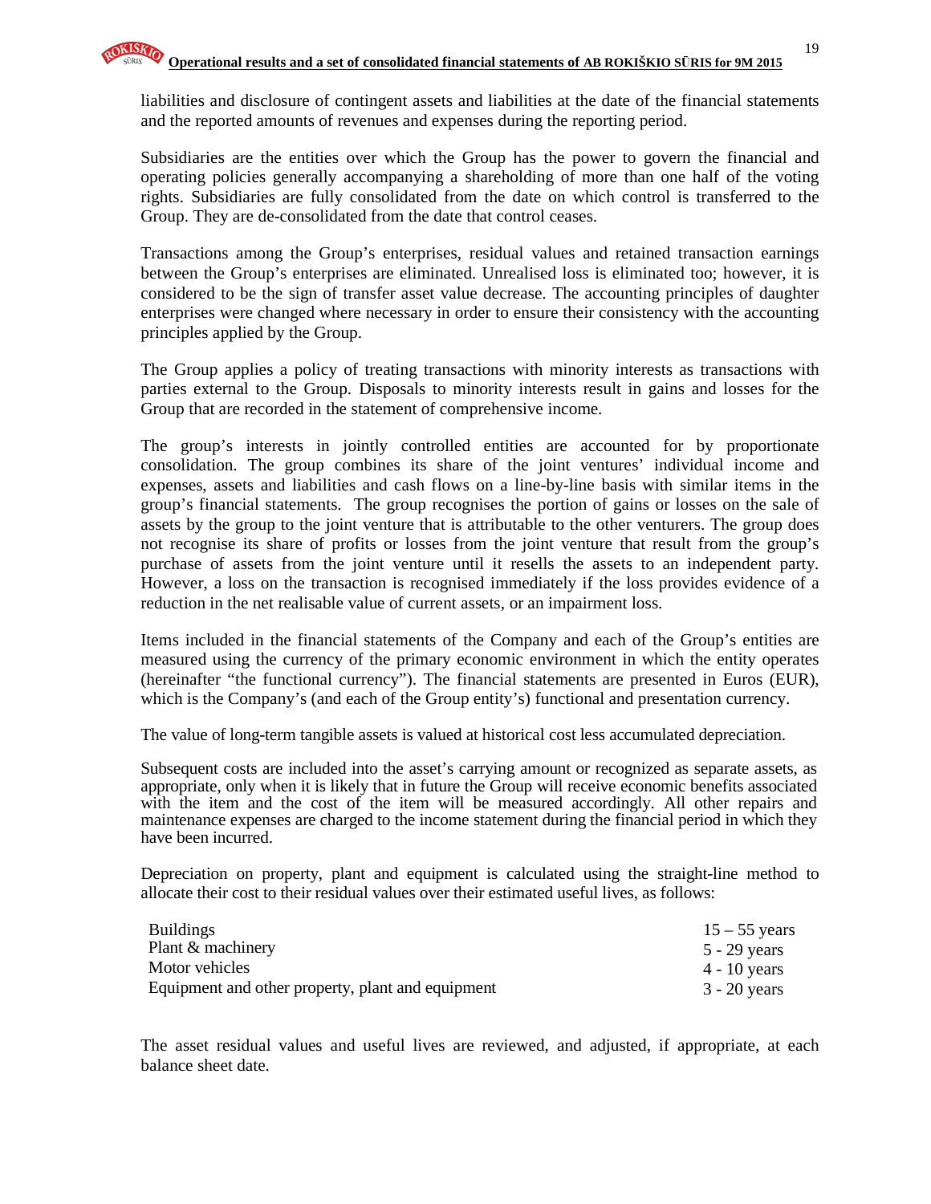liabilities and disclosure of contingent assets and liabilities at the date of the financial statements and the reported amounts of revenues and expenses during the reporting period.

Subsidiaries are the entities over which the Group has the power to govern the financial and operating policies generally accompanying a shareholding of more than one half of the voting rights. Subsidiaries are fully consolidated from the date on which control is transferred to the Group. They are de-consolidated from the date that control ceases.

Transactions among the Group's enterprises, residual values and retained transaction earnings between the Group's enterprises are eliminated. Unrealised loss is eliminated too; however, it is considered to be the sign of transfer asset value decrease. The accounting principles of daughter enterprises were changed where necessary in order to ensure their consistency with the accounting principles applied by the Group.

The Group applies a policy of treating transactions with minority interests as transactions with parties external to the Group. Disposals to minority interests result in gains and losses for the Group that are recorded in the statement of comprehensive income.

The group's interests in jointly controlled entities are accounted for by proportionate consolidation. The group combines its share of the joint ventures' individual income and expenses, assets and liabilities and cash flows on a line-by-line basis with similar items in the group's financial statements. The group recognises the portion of gains or losses on the sale of assets by the group to the joint venture that is attributable to the other venturers. The group does not recognise its share of profits or losses from the joint venture that result from the group's purchase of assets from the joint venture until it resells the assets to an independent party. However, a loss on the transaction is recognised immediately if the loss provides evidence of a reduction in the net realisable value of current assets, or an impairment loss.

Items included in the financial statements of the Company and each of the Group's entities are measured using the currency of the primary economic environment in which the entity operates (hereinafter "the functional currency"). The financial statements are presented in Euros (EUR), which is the Company's (and each of the Group entity's) functional and presentation currency.

The value of long-term tangible assets is valued at historical cost less accumulated depreciation.

Subsequent costs are included into the asset's carrying amount or recognized as separate assets, as appropriate, only when it is likely that in future the Group will receive economic benefits associated with the item and the cost of the item will be measured accordingly. All other repairs and maintenance expenses are charged to the income statement during the financial period in which they have been incurred.

Depreciation on property, plant and equipment is calculated using the straight-line method to allocate their cost to their residual values over their estimated useful lives, as follows:

| | |
|---|---|
| Buildings | 15 – 55 years |
| Plant & machinery | 5 - 29 years |
| Motor vehicles | 4 - 10 years |
| Equipment and other property, plant and equipment | 3 - 20 years |

The asset residual values and useful lives are reviewed, and adjusted, if appropriate, at each balance sheet date.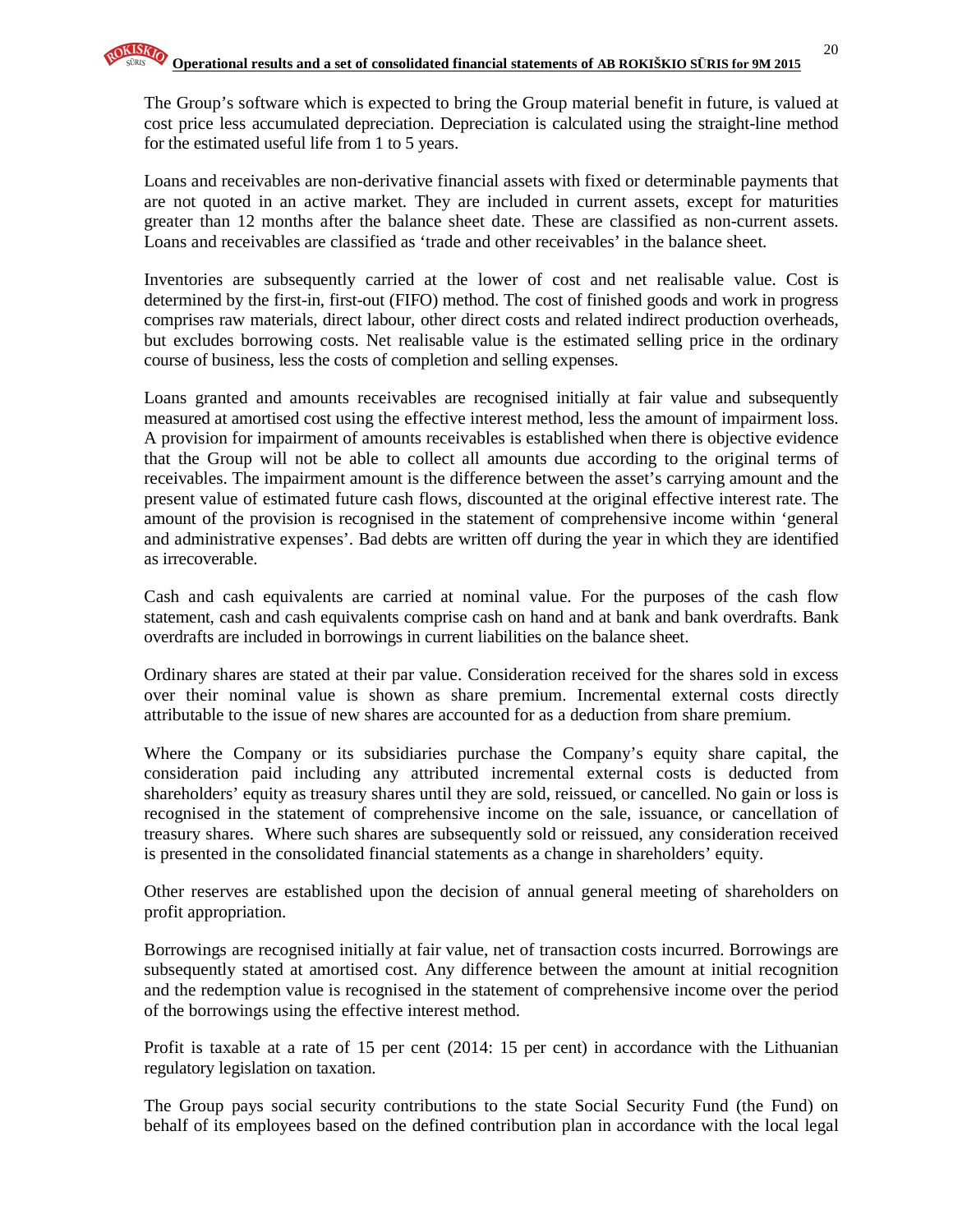The Group's software which is expected to bring the Group material benefit in future, is valued at cost price less accumulated depreciation. Depreciation is calculated using the straight-line method for the estimated useful life from 1 to 5 years.

Loans and receivables are non-derivative financial assets with fixed or determinable payments that are not quoted in an active market. They are included in current assets, except for maturities greater than 12 months after the balance sheet date. These are classified as non-current assets. Loans and receivables are classified as 'trade and other receivables' in the balance sheet.

Inventories are subsequently carried at the lower of cost and net realisable value. Cost is determined by the first-in, first-out (FIFO) method. The cost of finished goods and work in progress comprises raw materials, direct labour, other direct costs and related indirect production overheads, but excludes borrowing costs. Net realisable value is the estimated selling price in the ordinary course of business, less the costs of completion and selling expenses.

Loans granted and amounts receivables are recognised initially at fair value and subsequently measured at amortised cost using the effective interest method, less the amount of impairment loss. A provision for impairment of amounts receivables is established when there is objective evidence that the Group will not be able to collect all amounts due according to the original terms of receivables. The impairment amount is the difference between the asset's carrying amount and the present value of estimated future cash flows, discounted at the original effective interest rate. The amount of the provision is recognised in the statement of comprehensive income within 'general and administrative expenses'. Bad debts are written off during the year in which they are identified as irrecoverable.

Cash and cash equivalents are carried at nominal value. For the purposes of the cash flow statement, cash and cash equivalents comprise cash on hand and at bank and bank overdrafts. Bank overdrafts are included in borrowings in current liabilities on the balance sheet.

Ordinary shares are stated at their par value. Consideration received for the shares sold in excess over their nominal value is shown as share premium. Incremental external costs directly attributable to the issue of new shares are accounted for as a deduction from share premium.

Where the Company or its subsidiaries purchase the Company's equity share capital, the consideration paid including any attributed incremental external costs is deducted from shareholders' equity as treasury shares until they are sold, reissued, or cancelled. No gain or loss is recognised in the statement of comprehensive income on the sale, issuance, or cancellation of treasury shares. Where such shares are subsequently sold or reissued, any consideration received is presented in the consolidated financial statements as a change in shareholders' equity.

Other reserves are established upon the decision of annual general meeting of shareholders on profit appropriation.

Borrowings are recognised initially at fair value, net of transaction costs incurred. Borrowings are subsequently stated at amortised cost. Any difference between the amount at initial recognition and the redemption value is recognised in the statement of comprehensive income over the period of the borrowings using the effective interest method.

Profit is taxable at a rate of 15 per cent (2014: 15 per cent) in accordance with the Lithuanian regulatory legislation on taxation.

The Group pays social security contributions to the state Social Security Fund (the Fund) on behalf of its employees based on the defined contribution plan in accordance with the local legal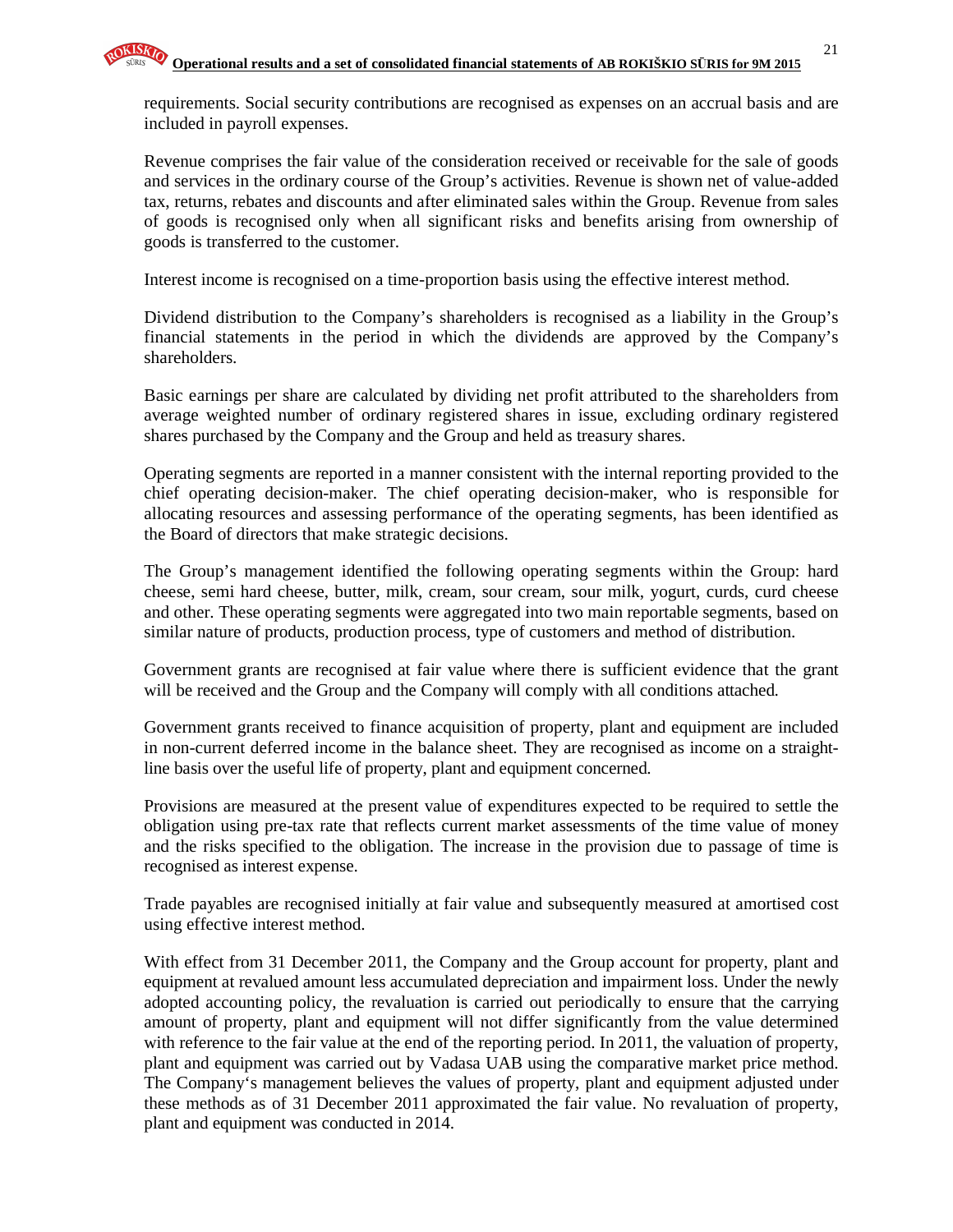requirements. Social security contributions are recognised as expenses on an accrual basis and are included in payroll expenses.

Revenue comprises the fair value of the consideration received or receivable for the sale of goods and services in the ordinary course of the Group's activities. Revenue is shown net of value-added tax, returns, rebates and discounts and after eliminated sales within the Group. Revenue from sales of goods is recognised only when all significant risks and benefits arising from ownership of goods is transferred to the customer.

Interest income is recognised on a time-proportion basis using the effective interest method.

Dividend distribution to the Company's shareholders is recognised as a liability in the Group's financial statements in the period in which the dividends are approved by the Company's shareholders.

Basic earnings per share are calculated by dividing net profit attributed to the shareholders from average weighted number of ordinary registered shares in issue, excluding ordinary registered shares purchased by the Company and the Group and held as treasury shares.

Operating segments are reported in a manner consistent with the internal reporting provided to the chief operating decision-maker. The chief operating decision-maker, who is responsible for allocating resources and assessing performance of the operating segments, has been identified as the Board of directors that make strategic decisions.

The Group's management identified the following operating segments within the Group: hard cheese, semi hard cheese, butter, milk, cream, sour cream, sour milk, yogurt, curds, curd cheese and other. These operating segments were aggregated into two main reportable segments, based on similar nature of products, production process, type of customers and method of distribution.

Government grants are recognised at fair value where there is sufficient evidence that the grant will be received and the Group and the Company will comply with all conditions attached.

Government grants received to finance acquisition of property, plant and equipment are included in non-current deferred income in the balance sheet. They are recognised as income on a straight-line basis over the useful life of property, plant and equipment concerned.

Provisions are measured at the present value of expenditures expected to be required to settle the obligation using pre-tax rate that reflects current market assessments of the time value of money and the risks specified to the obligation. The increase in the provision due to passage of time is recognised as interest expense.

Trade payables are recognised initially at fair value and subsequently measured at amortised cost using effective interest method.

With effect from 31 December 2011, the Company and the Group account for property, plant and equipment at revalued amount less accumulated depreciation and impairment loss. Under the newly adopted accounting policy, the revaluation is carried out periodically to ensure that the carrying amount of property, plant and equipment will not differ significantly from the value determined with reference to the fair value at the end of the reporting period. In 2011, the valuation of property, plant and equipment was carried out by Vadasa UAB using the comparative market price method. The Company's management believes the values of property, plant and equipment adjusted under these methods as of 31 December 2011 approximated the fair value. No revaluation of property, plant and equipment was conducted in 2014.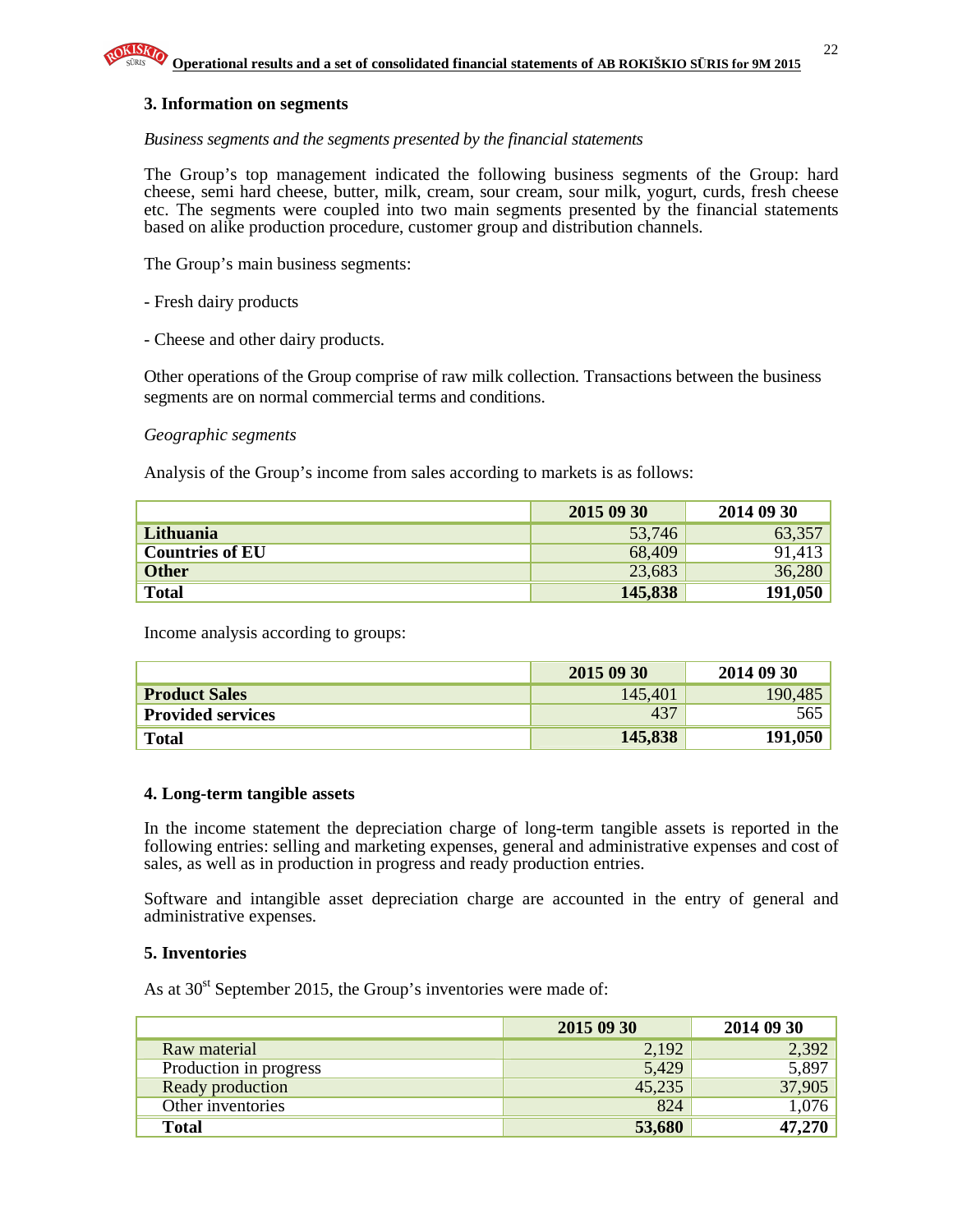## 3. Information on segments

*Business segments and the segments presented by the financial statements*

The Group's top management indicated the following business segments of the Group: hard cheese, semi hard cheese, butter, milk, cream, sour cream, sour milk, yogurt, curds, fresh cheese etc. The segments were coupled into two main segments presented by the financial statements based on alike production procedure, customer group and distribution channels.

The Group's main business segments:

- Fresh dairy products

- Cheese and other dairy products.

Other operations of the Group comprise of raw milk collection. Transactions between the business segments are on normal commercial terms and conditions.

*Geographic segments*

Analysis of the Group's income from sales according to markets is as follows:

| | 2015 09 30 | 2014 09 30 |
|---|---|---|
| **Lithuania** | 53,746 | 63,357 |
| **Countries of EU** | 68,409 | 91,413 |
| **Other** | 23,683 | 36,280 |
| **Total** | **145,838** | **191,050** |

Income analysis according to groups:

| | 2015 09 30 | 2014 09 30 |
|---|---|---|
| **Product Sales** | 145,401 | 190,485 |
| **Provided services** | 437 | 565 |
| **Total** | **145,838** | **191,050** |

## 4. Long-term tangible assets

In the income statement the depreciation charge of long-term tangible assets is reported in the following entries: selling and marketing expenses, general and administrative expenses and cost of sales, as well as in production in progress and ready production entries.

Software and intangible asset depreciation charge are accounted in the entry of general and administrative expenses.

## 5. Inventories

As at 30st September 2015, the Group's inventories were made of:

| | 2015 09 30 | 2014 09 30 |
|---|---|---|
| Raw material | 2,192 | 2,392 |
| Production in progress | 5,429 | 5,897 |
| Ready production | 45,235 | 37,905 |
| Other inventories | 824 | 1,076 |
| **Total** | **53,680** | **47,270** |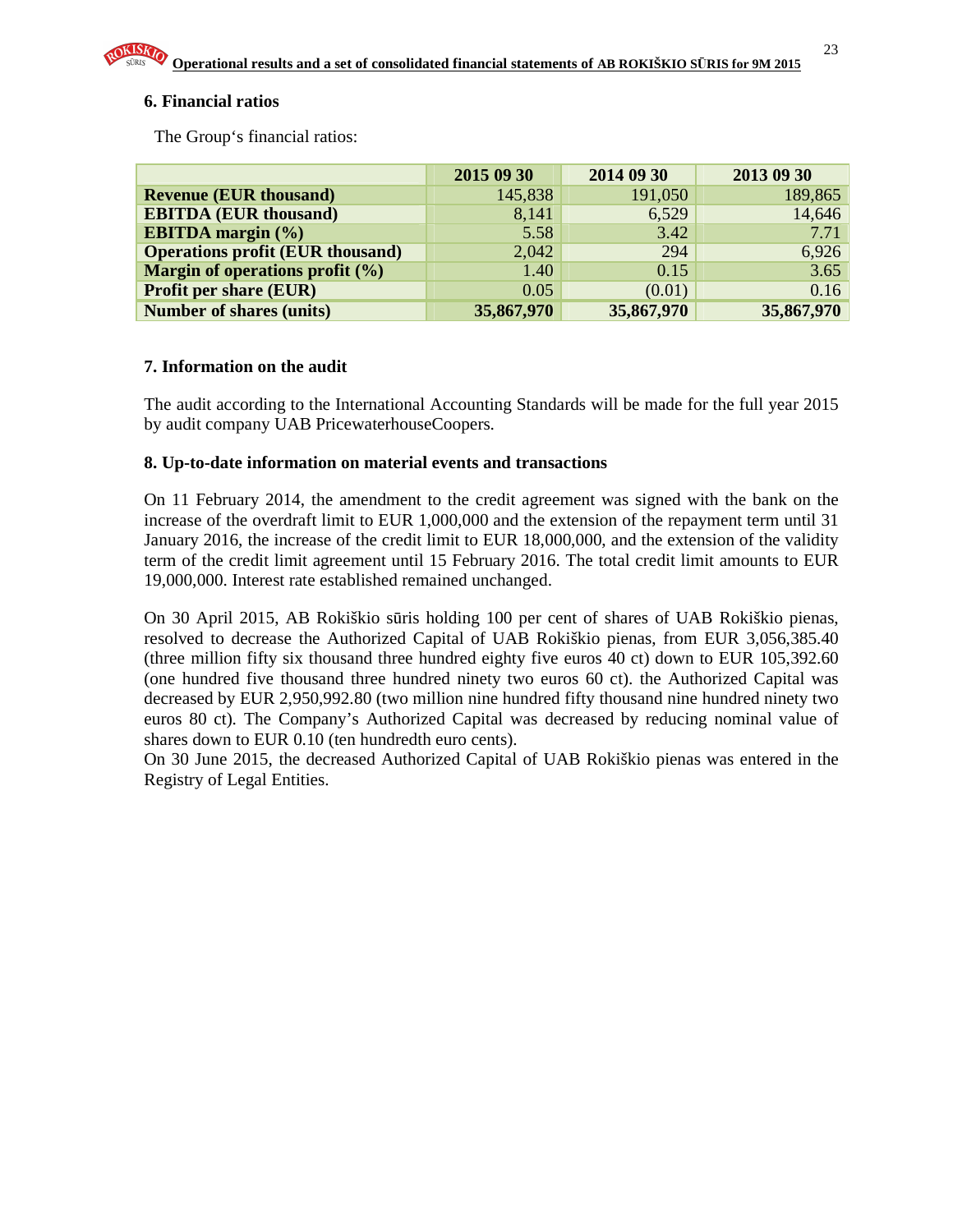## 6. Financial ratios

The Group's financial ratios:

| | 2015 09 30 | 2014 09 30 | 2013 09 30 |
|---|---|---|---|
| **Revenue (EUR thousand)** | 145,838 | 191,050 | 189,865 |
| **EBITDA (EUR thousand)** | 8,141 | 6,529 | 14,646 |
| **EBITDA margin (%)** | 5.58 | 3.42 | 7.71 |
| **Operations profit (EUR thousand)** | 2,042 | 294 | 6,926 |
| **Margin of operations profit (%)** | 1.40 | 0.15 | 3.65 |
| **Profit per share (EUR)** | 0.05 | (0.01) | 0.16 |
| **Number of shares (units)** | **35,867,970** | **35,867,970** | **35,867,970** |

## 7. Information on the audit

The audit according to the International Accounting Standards will be made for the full year 2015 by audit company UAB PricewaterhouseCoopers.

## 8. Up-to-date information on material events and transactions

On 11 February 2014, the amendment to the credit agreement was signed with the bank on the increase of the overdraft limit to EUR 1,000,000 and the extension of the repayment term until 31 January 2016, the increase of the credit limit to EUR 18,000,000, and the extension of the validity term of the credit limit agreement until 15 February 2016. The total credit limit amounts to EUR 19,000,000. Interest rate established remained unchanged.

On 30 April 2015, AB Rokiškio sūris holding 100 per cent of shares of UAB Rokiškio pienas, resolved to decrease the Authorized Capital of UAB Rokiškio pienas, from EUR 3,056,385.40 (three million fifty six thousand three hundred eighty five euros 40 ct) down to EUR 105,392.60 (one hundred five thousand three hundred ninety two euros 60 ct). the Authorized Capital was decreased by EUR 2,950,992.80 (two million nine hundred fifty thousand nine hundred ninety two euros 80 ct). The Company's Authorized Capital was decreased by reducing nominal value of shares down to EUR 0.10 (ten hundredth euro cents).
On 30 June 2015, the decreased Authorized Capital of UAB Rokiškio pienas was entered in the Registry of Legal Entities.